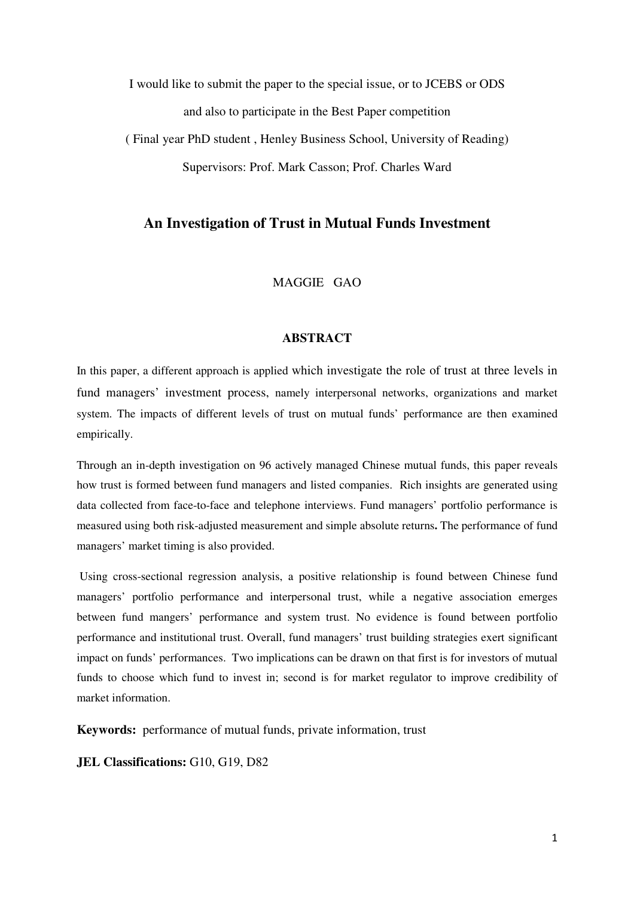I would like to submit the paper to the special issue, or to JCEBS or ODS

and also to participate in the Best Paper competition

( Final year PhD student , Henley Business School, University of Reading)

Supervisors: Prof. Mark Casson; Prof. Charles Ward

# An Investigation of Trust in Mutual Funds Investment

MAGGIE GAO

## ABSTRACT

In this paper, a different approach is applied which investigate the role of trust at three levels in fund managers' investment process, namely interpersonal networks, organizations and market system. The impacts of different levels of trust on mutual funds' performance are then examined empirically.

Through an in-depth investigation on 96 actively managed Chinese mutual funds, this paper reveals how trust is formed between fund managers and listed companies. Rich insights are generated using data collected from face-to-face and telephone interviews. Fund managers' portfolio performance is measured using both risk-adjusted measurement and simple absolute returns**.** The performance of fund managers' market timing is also provided.

Using cross-sectional regression analysis, a positive relationship is found between Chinese fund managers' portfolio performance and interpersonal trust, while a negative association emerges between fund mangers' performance and system trust. No evidence is found between portfolio performance and institutional trust. Overall, fund managers' trust building strategies exert significant impact on funds' performances. Two implications can be drawn on that first is for investors of mutual funds to choose which fund to invest in; second is for market regulator to improve credibility of market information.

**Keywords:** performance of mutual funds, private information, trust

**JEL Classifications:** G10, G19, D82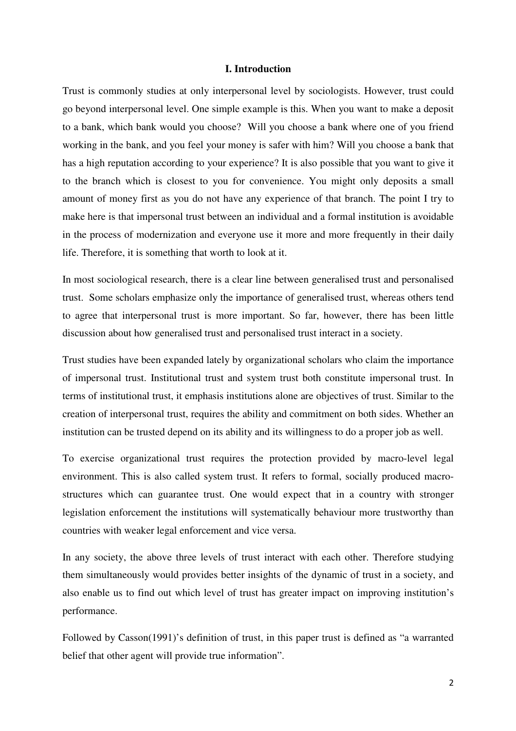## I. Introduction

Trust is commonly studies at only interpersonal level by sociologists. However, trust could go beyond interpersonal level. One simple example is this. When you want to make a deposit to a bank, which bank would you choose? Will you choose a bank where one of you friend working in the bank, and you feel your money is safer with him? Will you choose a bank that has a high reputation according to your experience? It is also possible that you want to give it to the branch which is closest to you for convenience. You might only deposits a small amount of money first as you do not have any experience of that branch. The point I try to make here is that impersonal trust between an individual and a formal institution is avoidable in the process of modernization and everyone use it more and more frequently in their daily life. Therefore, it is something that worth to look at it.

In most sociological research, there is a clear line between generalised trust and personalised trust. Some scholars emphasize only the importance of generalised trust, whereas others tend to agree that interpersonal trust is more important. So far, however, there has been little discussion about how generalised trust and personalised trust interact in a society.

Trust studies have been expanded lately by organizational scholars who claim the importance of impersonal trust. Institutional trust and system trust both constitute impersonal trust. In terms of institutional trust, it emphasis institutions alone are objectives of trust. Similar to the creation of interpersonal trust, requires the ability and commitment on both sides. Whether an institution can be trusted depend on its ability and its willingness to do a proper job as well.

To exercise organizational trust requires the protection provided by macro-level legal environment. This is also called system trust. It refers to formal, socially produced macro-structures which can guarantee trust. One would expect that in a country with stronger legislation enforcement the institutions will systematically behaviour more trustworthy than countries with weaker legal enforcement and vice versa.

In any society, the above three levels of trust interact with each other. Therefore studying them simultaneously would provides better insights of the dynamic of trust in a society, and also enable us to find out which level of trust has greater impact on improving institution's performance.

Followed by Casson(1991)'s definition of trust, in this paper trust is defined as "a warranted belief that other agent will provide true information".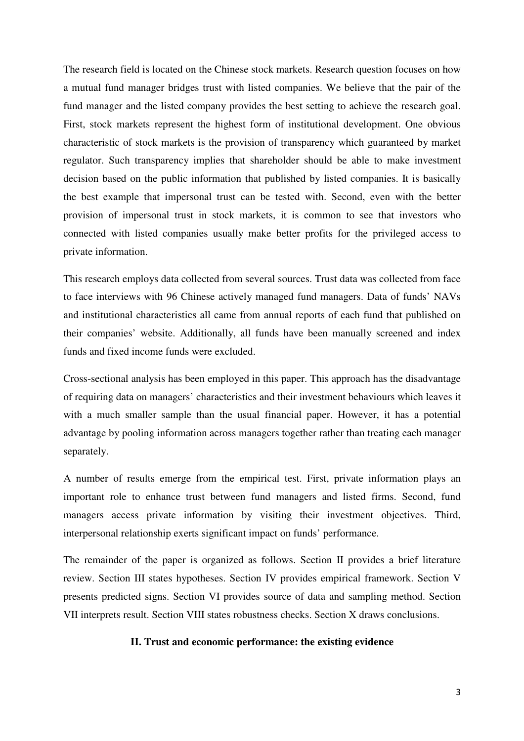The research field is located on the Chinese stock markets. Research question focuses on how a mutual fund manager bridges trust with listed companies. We believe that the pair of the fund manager and the listed company provides the best setting to achieve the research goal. First, stock markets represent the highest form of institutional development. One obvious characteristic of stock markets is the provision of transparency which guaranteed by market regulator. Such transparency implies that shareholder should be able to make investment decision based on the public information that published by listed companies. It is basically the best example that impersonal trust can be tested with. Second, even with the better provision of impersonal trust in stock markets, it is common to see that investors who connected with listed companies usually make better profits for the privileged access to private information.

This research employs data collected from several sources. Trust data was collected from face to face interviews with 96 Chinese actively managed fund managers. Data of funds' NAVs and institutional characteristics all came from annual reports of each fund that published on their companies' website. Additionally, all funds have been manually screened and index funds and fixed income funds were excluded.

Cross-sectional analysis has been employed in this paper. This approach has the disadvantage of requiring data on managers' characteristics and their investment behaviours which leaves it with a much smaller sample than the usual financial paper. However, it has a potential advantage by pooling information across managers together rather than treating each manager separately.

A number of results emerge from the empirical test. First, private information plays an important role to enhance trust between fund managers and listed firms. Second, fund managers access private information by visiting their investment objectives. Third, interpersonal relationship exerts significant impact on funds' performance.

The remainder of the paper is organized as follows. Section II provides a brief literature review. Section III states hypotheses. Section IV provides empirical framework. Section V presents predicted signs. Section VI provides source of data and sampling method. Section VII interprets result. Section VIII states robustness checks. Section X draws conclusions.

## II. Trust and economic performance: the existing evidence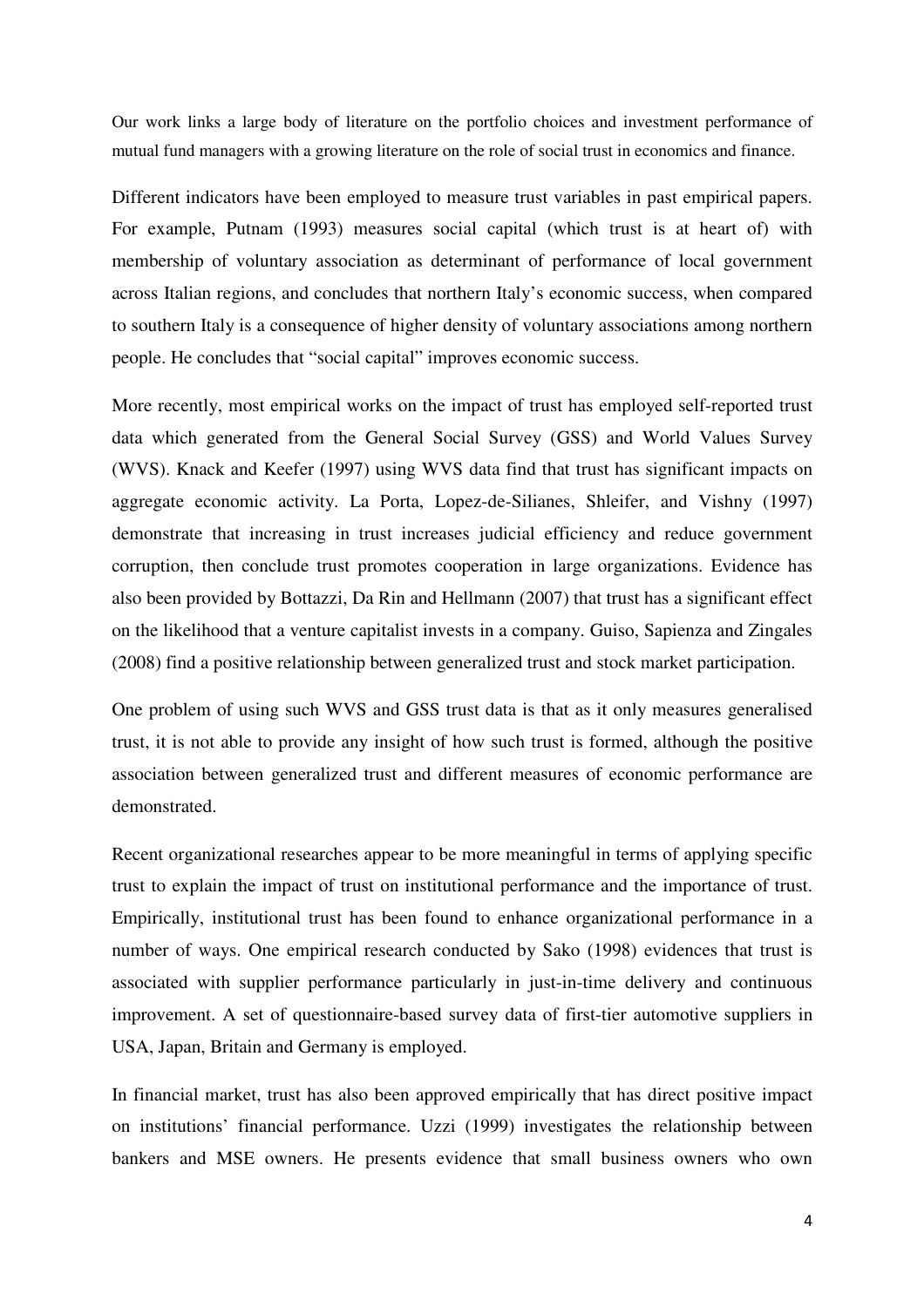Our work links a large body of literature on the portfolio choices and investment performance of mutual fund managers with a growing literature on the role of social trust in economics and finance.

Different indicators have been employed to measure trust variables in past empirical papers. For example, Putnam (1993) measures social capital (which trust is at heart of) with membership of voluntary association as determinant of performance of local government across Italian regions, and concludes that northern Italy's economic success, when compared to southern Italy is a consequence of higher density of voluntary associations among northern people. He concludes that "social capital" improves economic success.

More recently, most empirical works on the impact of trust has employed self-reported trust data which generated from the General Social Survey (GSS) and World Values Survey (WVS). Knack and Keefer (1997) using WVS data find that trust has significant impacts on aggregate economic activity. La Porta, Lopez-de-Silianes, Shleifer, and Vishny (1997) demonstrate that increasing in trust increases judicial efficiency and reduce government corruption, then conclude trust promotes cooperation in large organizations. Evidence has also been provided by Bottazzi, Da Rin and Hellmann (2007) that trust has a significant effect on the likelihood that a venture capitalist invests in a company. Guiso, Sapienza and Zingales (2008) find a positive relationship between generalized trust and stock market participation.

One problem of using such WVS and GSS trust data is that as it only measures generalised trust, it is not able to provide any insight of how such trust is formed, although the positive association between generalized trust and different measures of economic performance are demonstrated.

Recent organizational researches appear to be more meaningful in terms of applying specific trust to explain the impact of trust on institutional performance and the importance of trust. Empirically, institutional trust has been found to enhance organizational performance in a number of ways. One empirical research conducted by Sako (1998) evidences that trust is associated with supplier performance particularly in just-in-time delivery and continuous improvement. A set of questionnaire-based survey data of first-tier automotive suppliers in USA, Japan, Britain and Germany is employed.

In financial market, trust has also been approved empirically that has direct positive impact on institutions' financial performance. Uzzi (1999) investigates the relationship between bankers and MSE owners. He presents evidence that small business owners who own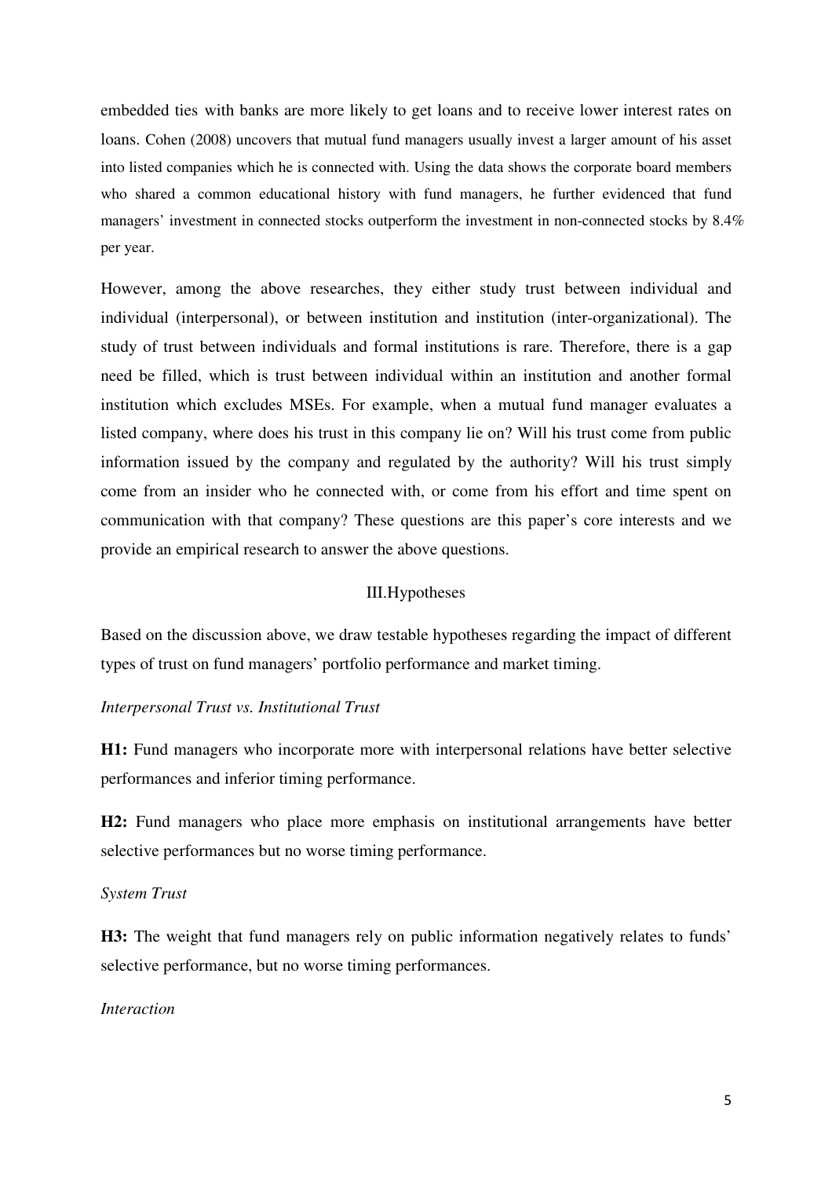embedded ties with banks are more likely to get loans and to receive lower interest rates on loans. Cohen (2008) uncovers that mutual fund managers usually invest a larger amount of his asset into listed companies which he is connected with. Using the data shows the corporate board members who shared a common educational history with fund managers, he further evidenced that fund managers' investment in connected stocks outperform the investment in non-connected stocks by 8.4% per year.

However, among the above researches, they either study trust between individual and individual (interpersonal), or between institution and institution (inter-organizational). The study of trust between individuals and formal institutions is rare. Therefore, there is a gap need be filled, which is trust between individual within an institution and another formal institution which excludes MSEs. For example, when a mutual fund manager evaluates a listed company, where does his trust in this company lie on? Will his trust come from public information issued by the company and regulated by the authority? Will his trust simply come from an insider who he connected with, or come from his effort and time spent on communication with that company? These questions are this paper's core interests and we provide an empirical research to answer the above questions.

## III.Hypotheses

Based on the discussion above, we draw testable hypotheses regarding the impact of different types of trust on fund managers' portfolio performance and market timing.

*Interpersonal Trust vs. Institutional Trust*

**H1:** Fund managers who incorporate more with interpersonal relations have better selective performances and inferior timing performance.

**H2:** Fund managers who place more emphasis on institutional arrangements have better selective performances but no worse timing performance.

*System Trust*

**H3:** The weight that fund managers rely on public information negatively relates to funds' selective performance, but no worse timing performances.

*Interaction*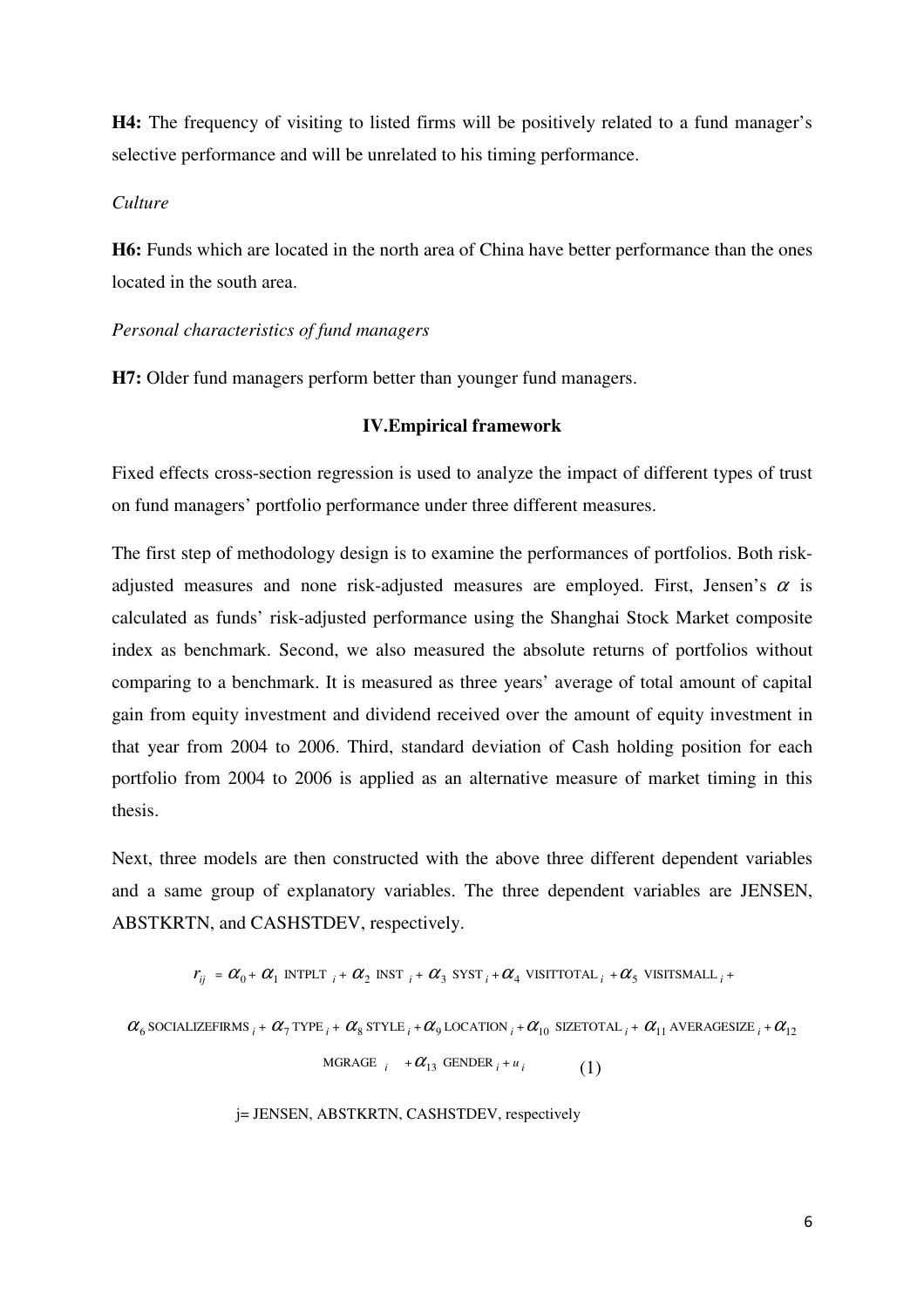**H4:** The frequency of visiting to listed firms will be positively related to a fund manager's selective performance and will be unrelated to his timing performance.

*Culture*

**H6:** Funds which are located in the north area of China have better performance than the ones located in the south area.

*Personal characteristics of fund managers*

**H7:** Older fund managers perform better than younger fund managers.

## IV.Empirical framework

Fixed effects cross-section regression is used to analyze the impact of different types of trust on fund managers' portfolio performance under three different measures.

The first step of methodology design is to examine the performances of portfolios. Both risk-adjusted measures and none risk-adjusted measures are employed. First, Jensen's $\alpha$ is calculated as funds' risk-adjusted performance using the Shanghai Stock Market composite index as benchmark. Second, we also measured the absolute returns of portfolios without comparing to a benchmark. It is measured as three years' average of total amount of capital gain from equity investment and dividend received over the amount of equity investment in that year from 2004 to 2006. Third, standard deviation of Cash holding position for each portfolio from 2004 to 2006 is applied as an alternative measure of market timing in this thesis.

Next, three models are then constructed with the above three different dependent variables and a same group of explanatory variables. The three dependent variables are JENSEN, ABSTKRTN, and CASHSTDEV, respectively.

$$r_{ij} = \alpha_0 + \alpha_1 \text{ INTPLT}_i + \alpha_2 \text{ INST}_i + \alpha_3 \text{ SYST}_i + \alpha_4 \text{ VISITTOTAL}_i + \alpha_5 \text{ VISITSMALL}_i + \alpha_6 \text{ SOCIALIZEFIRMS}_i + \alpha_7 \text{ TYPE}_i + \alpha_8 \text{ STYLE}_i + \alpha_9 \text{ LOCATION}_i + \alpha_{10} \text{ SIZETOTAL}_i + \alpha_{11} \text{ AVERAGESIZE}_i + \alpha_{12} \text{ MGRAGE}_i + \alpha_{13} \text{ GENDER}_i + u_i \qquad (1)$$

j= JENSEN, ABSTKRTN, CASHSTDEV, respectively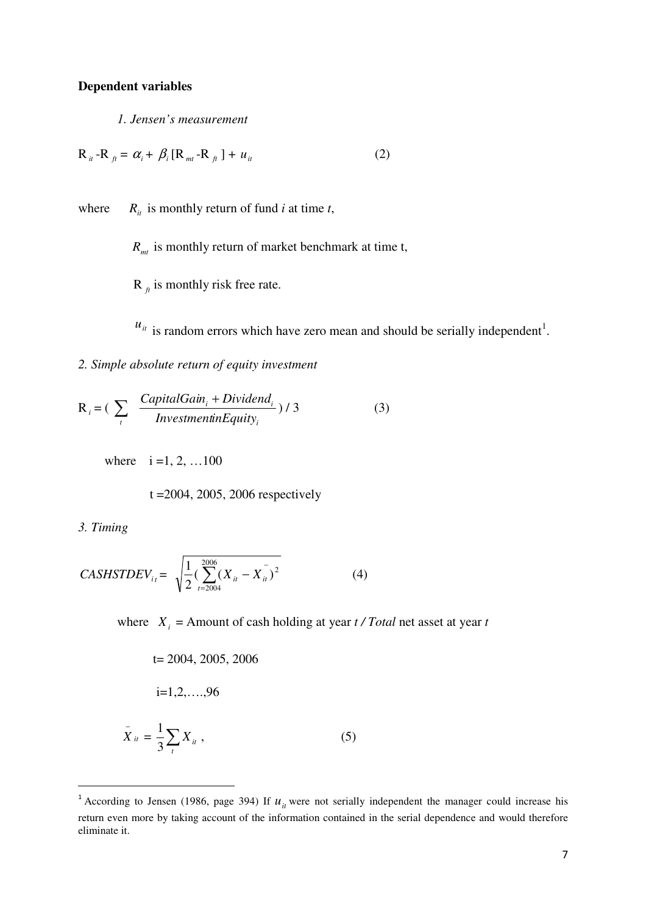**Dependent variables**

*1. Jensen's measurement*

$$R_{it} - R_{ft} = \alpha_i + \beta_i [R_{mt} - R_{ft}] + u_{it} \qquad (2)$$

where $R_{it}$ is monthly return of fund *i* at time *t*,

$R_{mt}$ is monthly return of market benchmark at time t,

$R_{ft}$ is monthly risk free rate.

$u_{it}$ is random errors which have zero mean and should be serially independent[1].

*2. Simple absolute return of equity investment*

$$R_i = \left( \sum_t \frac{CapitalGain_i + Dividend_i}{InvestmentinEquity_i} \right) / 3 \qquad (3)$$

where i =1, 2, …100

t =2004, 2005, 2006 respectively

*3. Timing*

$$CASHSTDEV_{it} = \sqrt{\frac{1}{2} \left( \sum_{t=2004}^{2006} (X_{it} - \bar{X}_{it})^2 \right)} \qquad (4)$$

where $X_i$ = Amount of cash holding at year *t / Total* net asset at year *t*

t= 2004, 2005, 2006

i=1,2,….,96

$$\bar{X}_{it} = \frac{1}{3} \sum_t X_{it} \,, \qquad (5)$$

[1] According to Jensen (1986, page 394) If $u_{it}$ were not serially independent the manager could increase his return even more by taking account of the information contained in the serial dependence and would therefore eliminate it.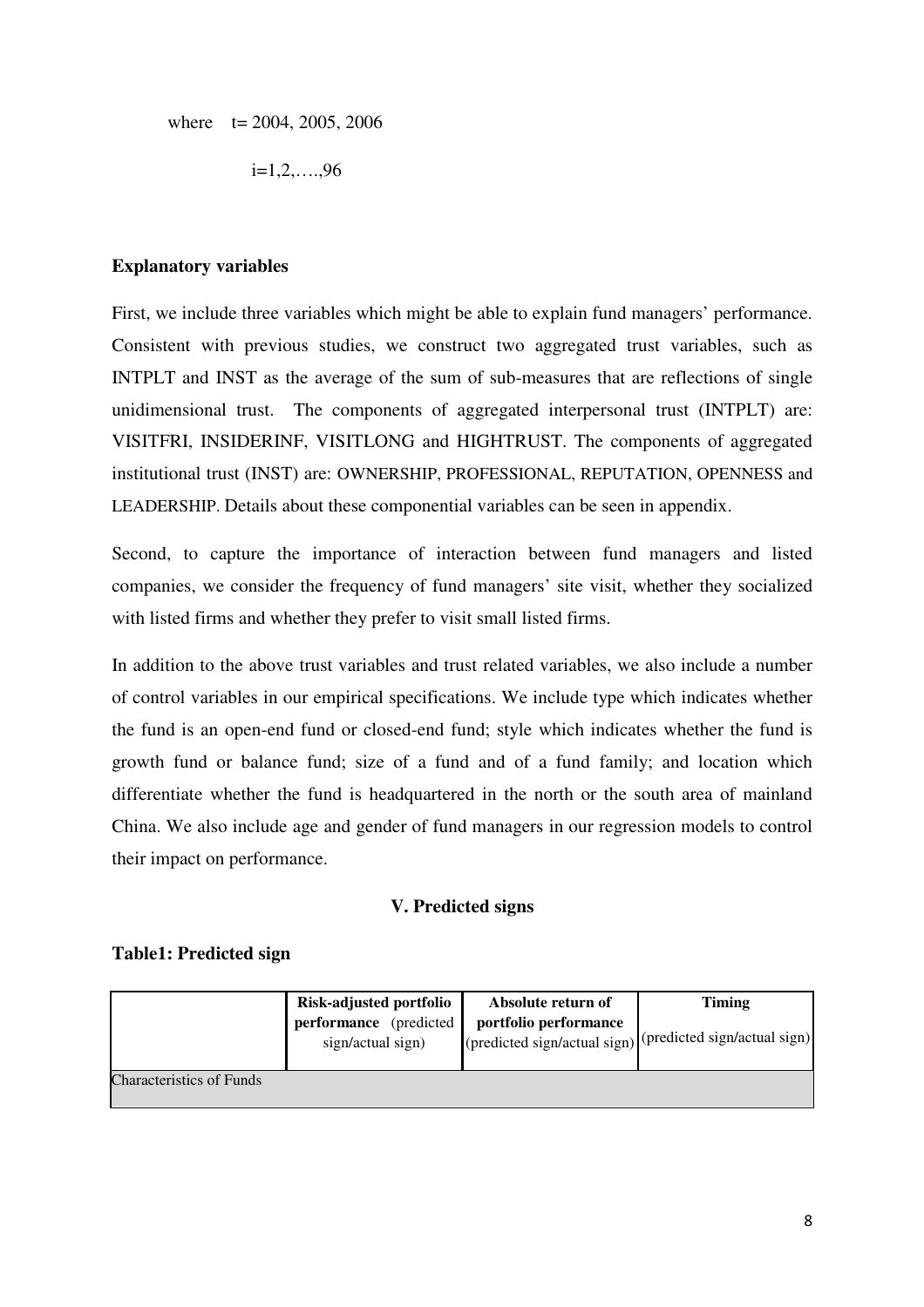where $t = 2004, 2005, 2006$

$i=1,2,\ldots,96$

**Explanatory variables**

First, we include three variables which might be able to explain fund managers' performance. Consistent with previous studies, we construct two aggregated trust variables, such as INTPLT and INST as the average of the sum of sub-measures that are reflections of single unidimensional trust. The components of aggregated interpersonal trust (INTPLT) are: VISITFRI, INSIDERINF, VISITLONG and HIGHTRUST. The components of aggregated institutional trust (INST) are: OWNERSHIP, PROFESSIONAL, REPUTATION, OPENNESS and LEADERSHIP. Details about these componential variables can be seen in appendix.

Second, to capture the importance of interaction between fund managers and listed companies, we consider the frequency of fund managers' site visit, whether they socialized with listed firms and whether they prefer to visit small listed firms.

In addition to the above trust variables and trust related variables, we also include a number of control variables in our empirical specifications. We include type which indicates whether the fund is an open-end fund or closed-end fund; style which indicates whether the fund is growth fund or balance fund; size of a fund and of a fund family; and location which differentiate whether the fund is headquartered in the north or the south area of mainland China. We also include age and gender of fund managers in our regression models to control their impact on performance.

## V. Predicted signs

**Table1: Predicted sign**

| | **Risk-adjusted portfolio performance** (predicted sign/actual sign) | **Absolute return of portfolio performance** (predicted sign/actual sign) | **Timing** (predicted sign/actual sign) |
|---|---|---|---|
| Characteristics of Funds | | | |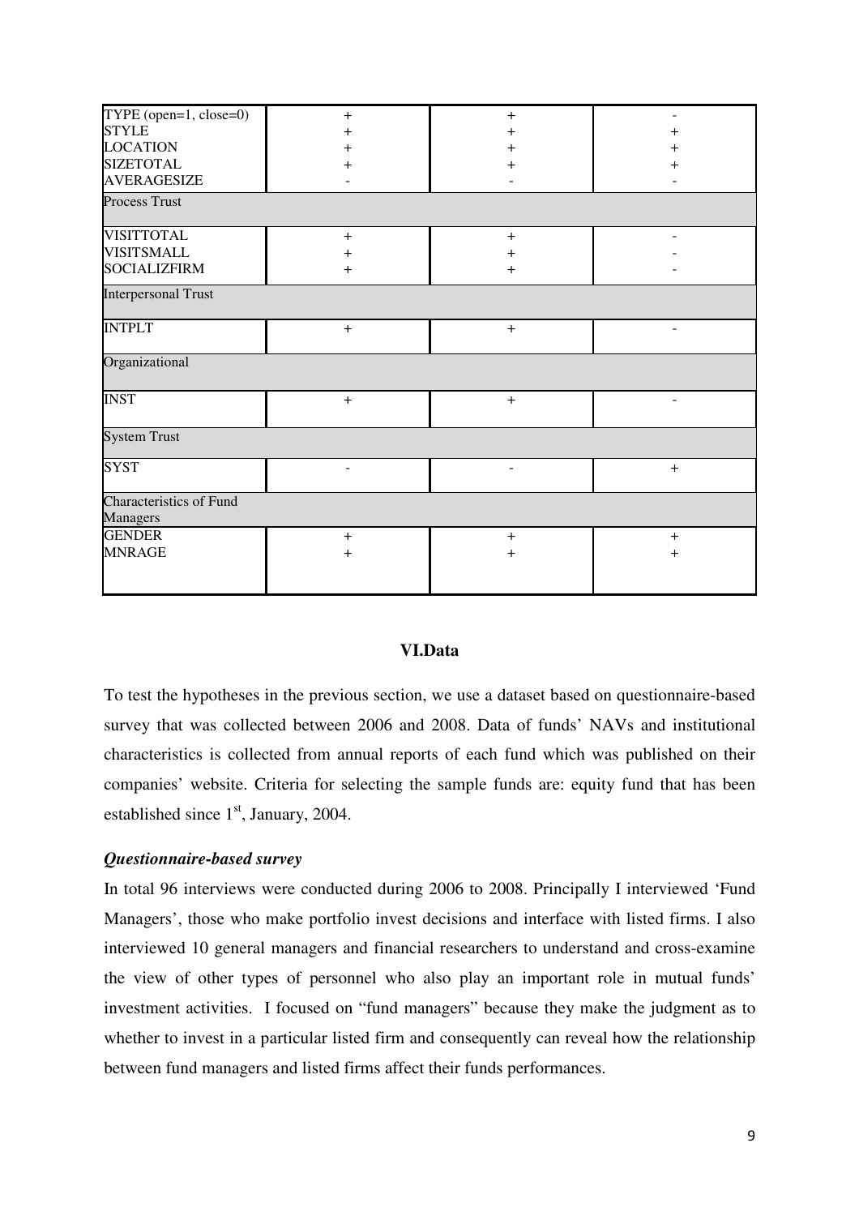| | | | |
|---|---|---|---|
| TYPE (open=1, close=0) | + | + | - |
| STYLE | + | + | + |
| LOCATION | + | + | + |
| SIZETOTAL | + | + | + |
| AVERAGESIZE | - | - | - |
| Process Trust | | | |
| VISITTOTAL | + | + | - |
| VISITSMALL | + | + | - |
| SOCIALIZFIRM | + | + | - |
| Interpersonal Trust | | | |
| INTPLT | + | + | - |
| Organizational | | | |
| INST | + | + | - |
| System Trust | | | |
| SYST | - | - | + |
| Characteristics of Fund Managers | | | |
| GENDER | + | + | + |
| MNRAGE | + | + | + |

## VI.Data

To test the hypotheses in the previous section, we use a dataset based on questionnaire-based survey that was collected between 2006 and 2008. Data of funds' NAVs and institutional characteristics is collected from annual reports of each fund which was published on their companies' website. Criteria for selecting the sample funds are: equity fund that has been established since 1st, January, 2004.

### *Questionnaire-based survey*

In total 96 interviews were conducted during 2006 to 2008. Principally I interviewed 'Fund Managers', those who make portfolio invest decisions and interface with listed firms. I also interviewed 10 general managers and financial researchers to understand and cross-examine the view of other types of personnel who also play an important role in mutual funds' investment activities. I focused on "fund managers" because they make the judgment as to whether to invest in a particular listed firm and consequently can reveal how the relationship between fund managers and listed firms affect their funds performances.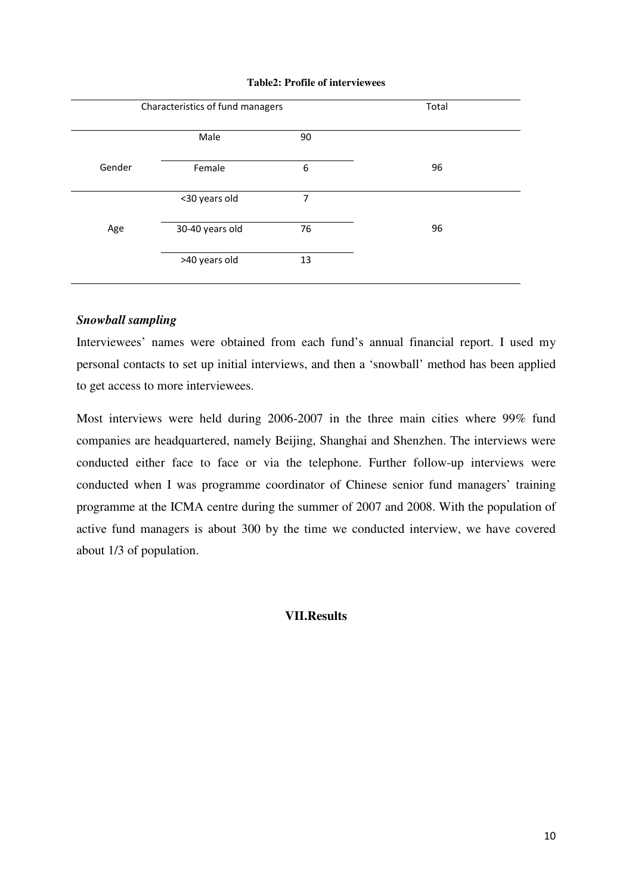**Table2: Profile of interviewees**

| Characteristics of fund managers | | | Total |
|---|---|---|---|
| Gender | Male | 90 | 96 |
| | Female | 6 | |
| Age | <30 years old | 7 | 96 |
| | 30-40 years old | 76 | |
| | >40 years old | 13 | |

***Snowball sampling***

Interviewees' names were obtained from each fund's annual financial report. I used my personal contacts to set up initial interviews, and then a 'snowball' method has been applied to get access to more interviewees.

Most interviews were held during 2006-2007 in the three main cities where 99% fund companies are headquartered, namely Beijing, Shanghai and Shenzhen. The interviews were conducted either face to face or via the telephone. Further follow-up interviews were conducted when I was programme coordinator of Chinese senior fund managers' training programme at the ICMA centre during the summer of 2007 and 2008. With the population of active fund managers is about 300 by the time we conducted interview, we have covered about 1/3 of population.

## VII.Results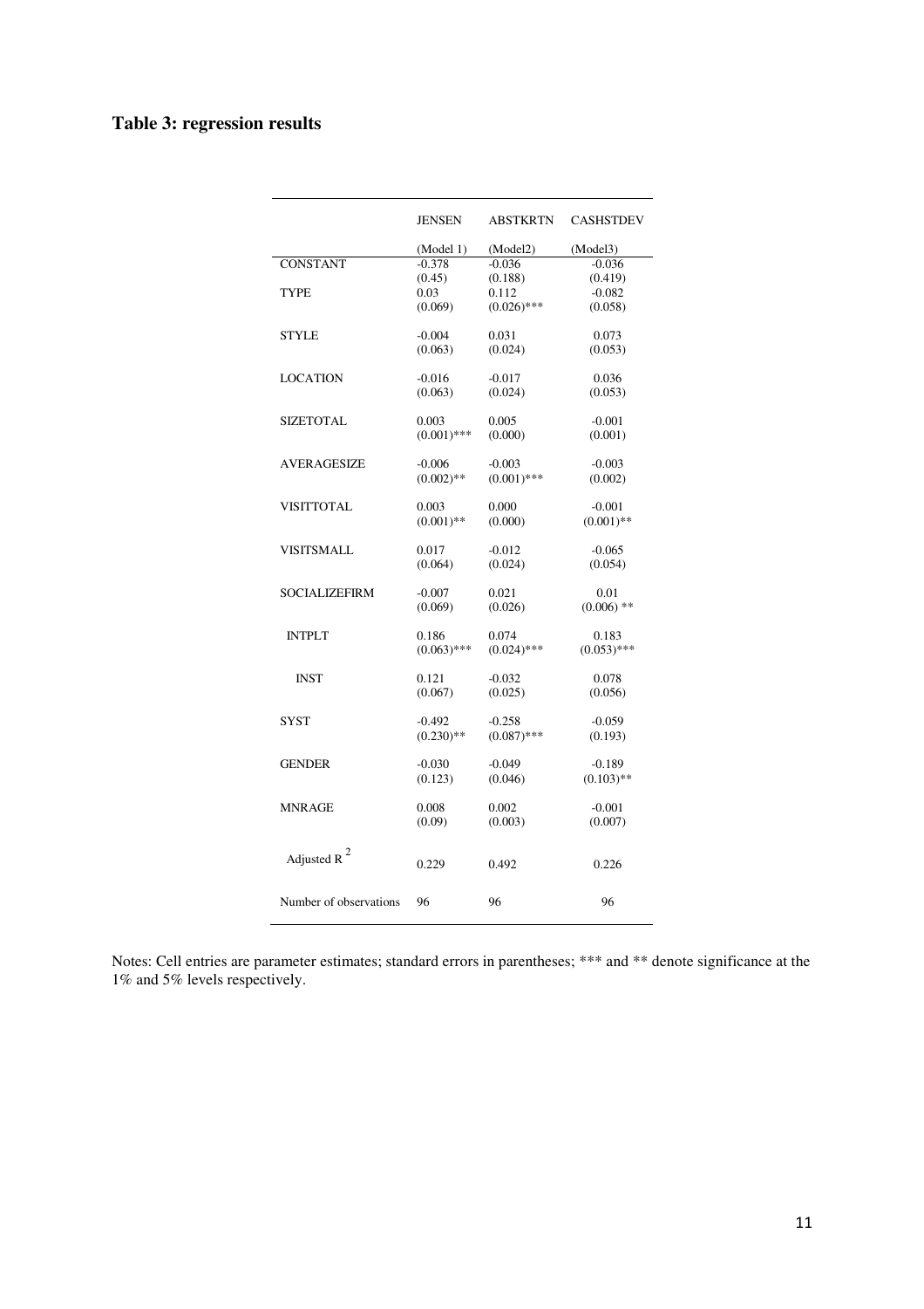**Table 3: regression results**

| | JENSEN | ABSTKRTN | CASHSTDEV |
|---|---|---|---|
| | (Model 1) | (Model2) | (Model3) |
| CONSTANT | -0.378 (0.45) | -0.036 (0.188) | -0.036 (0.419) |
| TYPE | 0.03 (0.069) | 0.112 (0.026)*** | -0.082 (0.058) |
| STYLE | -0.004 (0.063) | 0.031 (0.024) | 0.073 (0.053) |
| LOCATION | -0.016 (0.063) | -0.017 (0.024) | 0.036 (0.053) |
| SIZETOTAL | 0.003 (0.001)*** | 0.005 (0.000) | -0.001 (0.001) |
| AVERAGESIZE | -0.006 (0.002)** | -0.003 (0.001)*** | -0.003 (0.002) |
| VISITTOTAL | 0.003 (0.001)** | 0.000 (0.000) | -0.001 (0.001)** |
| VISITSMALL | 0.017 (0.064) | -0.012 (0.024) | -0.065 (0.054) |
| SOCIALIZEFIRM | -0.007 (0.069) | 0.021 (0.026) | 0.01 (0.006) ** |
| INTPLT | 0.186 (0.063)*** | 0.074 (0.024)*** | 0.183 (0.053)*** |
| INST | 0.121 (0.067) | -0.032 (0.025) | 0.078 (0.056) |
| SYST | -0.492 (0.230)** | -0.258 (0.087)*** | -0.059 (0.193) |
| GENDER | -0.030 (0.123) | -0.049 (0.046) | -0.189 (0.103)** |
| MNRAGE | 0.008 (0.09) | 0.002 (0.003) | -0.001 (0.007) |
| Adjusted $R^2$ | 0.229 | 0.492 | 0.226 |
| Number of observations | 96 | 96 | 96 |

Notes: Cell entries are parameter estimates; standard errors in parentheses; *** and ** denote significance at the 1% and 5% levels respectively.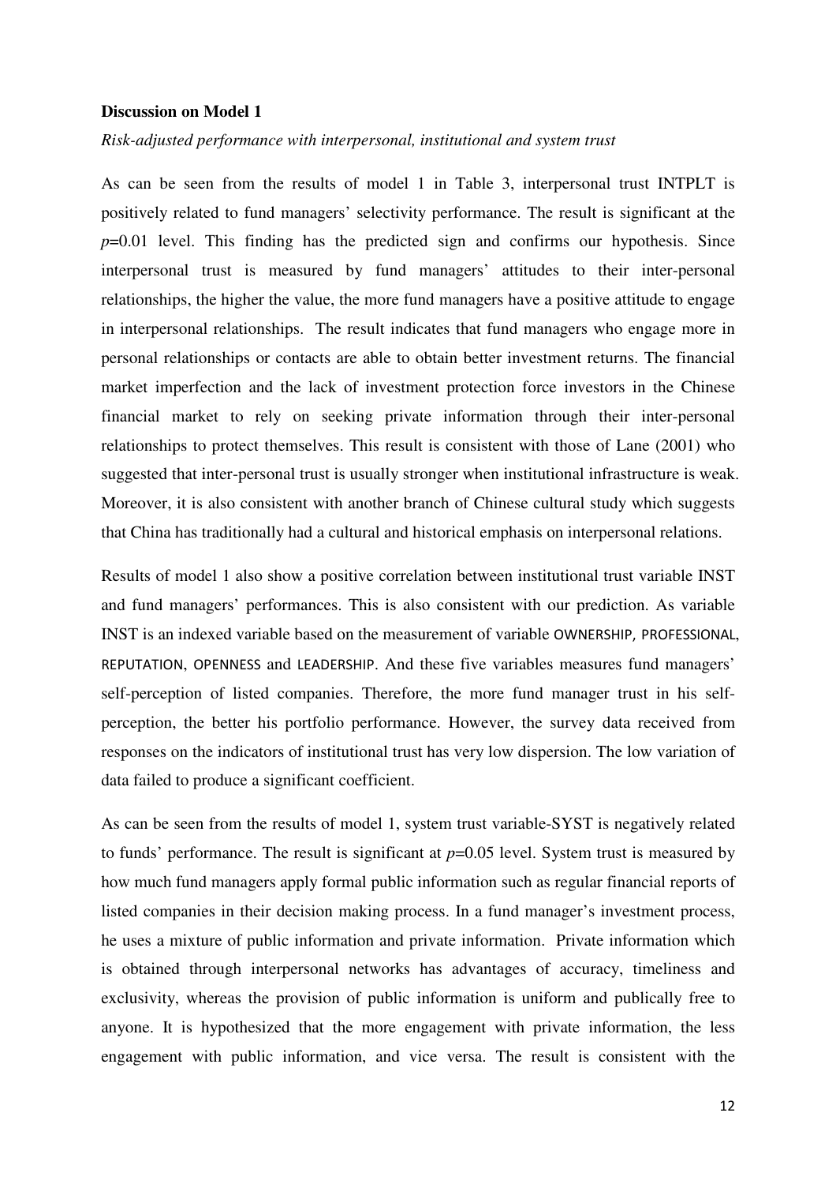**Discussion on Model 1**

*Risk-adjusted performance with interpersonal, institutional and system trust*

As can be seen from the results of model 1 in Table 3, interpersonal trust INTPLT is positively related to fund managers' selectivity performance. The result is significant at the $p$=0.01 level. This finding has the predicted sign and confirms our hypothesis. Since interpersonal trust is measured by fund managers' attitudes to their inter-personal relationships, the higher the value, the more fund managers have a positive attitude to engage in interpersonal relationships. The result indicates that fund managers who engage more in personal relationships or contacts are able to obtain better investment returns. The financial market imperfection and the lack of investment protection force investors in the Chinese financial market to rely on seeking private information through their inter-personal relationships to protect themselves. This result is consistent with those of Lane (2001) who suggested that inter-personal trust is usually stronger when institutional infrastructure is weak. Moreover, it is also consistent with another branch of Chinese cultural study which suggests that China has traditionally had a cultural and historical emphasis on interpersonal relations.

Results of model 1 also show a positive correlation between institutional trust variable INST and fund managers' performances. This is also consistent with our prediction. As variable INST is an indexed variable based on the measurement of variable OWNERSHIP, PROFESSIONAL, REPUTATION, OPENNESS and LEADERSHIP. And these five variables measures fund managers' self-perception of listed companies. Therefore, the more fund manager trust in his self-perception, the better his portfolio performance. However, the survey data received from responses on the indicators of institutional trust has very low dispersion. The low variation of data failed to produce a significant coefficient.

As can be seen from the results of model 1, system trust variable-SYST is negatively related to funds' performance. The result is significant at $p$=0.05 level. System trust is measured by how much fund managers apply formal public information such as regular financial reports of listed companies in their decision making process. In a fund manager's investment process, he uses a mixture of public information and private information. Private information which is obtained through interpersonal networks has advantages of accuracy, timeliness and exclusivity, whereas the provision of public information is uniform and publically free to anyone. It is hypothesized that the more engagement with private information, the less engagement with public information, and vice versa. The result is consistent with the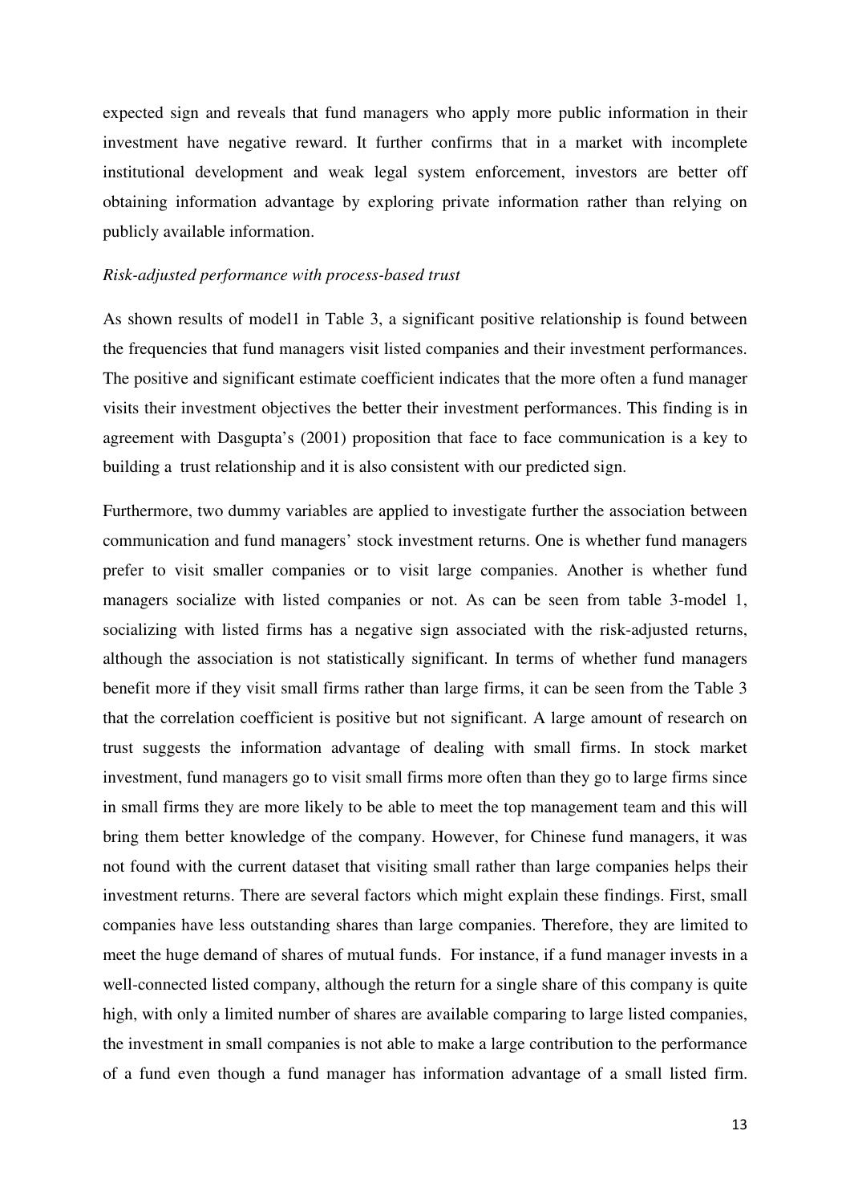expected sign and reveals that fund managers who apply more public information in their investment have negative reward. It further confirms that in a market with incomplete institutional development and weak legal system enforcement, investors are better off obtaining information advantage by exploring private information rather than relying on publicly available information.

*Risk-adjusted performance with process-based trust*

As shown results of model1 in Table 3, a significant positive relationship is found between the frequencies that fund managers visit listed companies and their investment performances. The positive and significant estimate coefficient indicates that the more often a fund manager visits their investment objectives the better their investment performances. This finding is in agreement with Dasgupta's (2001) proposition that face to face communication is a key to building a trust relationship and it is also consistent with our predicted sign.

Furthermore, two dummy variables are applied to investigate further the association between communication and fund managers' stock investment returns. One is whether fund managers prefer to visit smaller companies or to visit large companies. Another is whether fund managers socialize with listed companies or not. As can be seen from table 3-model 1, socializing with listed firms has a negative sign associated with the risk-adjusted returns, although the association is not statistically significant. In terms of whether fund managers benefit more if they visit small firms rather than large firms, it can be seen from the Table 3 that the correlation coefficient is positive but not significant. A large amount of research on trust suggests the information advantage of dealing with small firms. In stock market investment, fund managers go to visit small firms more often than they go to large firms since in small firms they are more likely to be able to meet the top management team and this will bring them better knowledge of the company. However, for Chinese fund managers, it was not found with the current dataset that visiting small rather than large companies helps their investment returns. There are several factors which might explain these findings. First, small companies have less outstanding shares than large companies. Therefore, they are limited to meet the huge demand of shares of mutual funds. For instance, if a fund manager invests in a well-connected listed company, although the return for a single share of this company is quite high, with only a limited number of shares are available comparing to large listed companies, the investment in small companies is not able to make a large contribution to the performance of a fund even though a fund manager has information advantage of a small listed firm.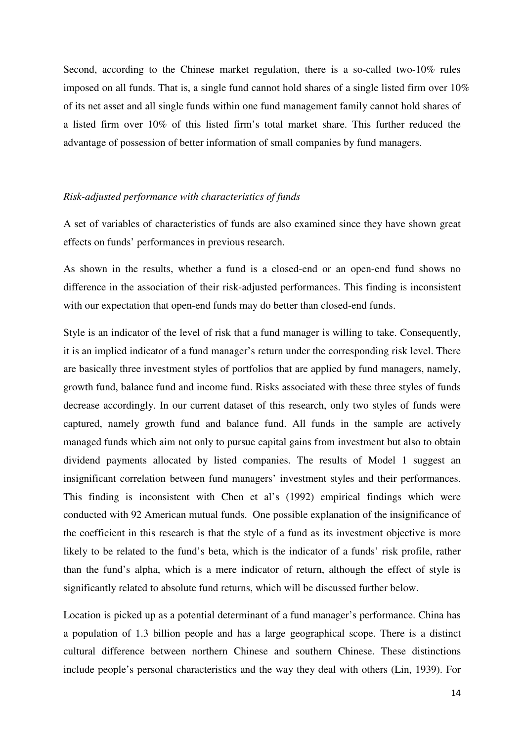Second, according to the Chinese market regulation, there is a so-called two-10% rules imposed on all funds. That is, a single fund cannot hold shares of a single listed firm over 10% of its net asset and all single funds within one fund management family cannot hold shares of a listed firm over 10% of this listed firm's total market share. This further reduced the advantage of possession of better information of small companies by fund managers.

*Risk-adjusted performance with characteristics of funds*

A set of variables of characteristics of funds are also examined since they have shown great effects on funds' performances in previous research.

As shown in the results, whether a fund is a closed-end or an open-end fund shows no difference in the association of their risk-adjusted performances. This finding is inconsistent with our expectation that open-end funds may do better than closed-end funds.

Style is an indicator of the level of risk that a fund manager is willing to take. Consequently, it is an implied indicator of a fund manager's return under the corresponding risk level. There are basically three investment styles of portfolios that are applied by fund managers, namely, growth fund, balance fund and income fund. Risks associated with these three styles of funds decrease accordingly. In our current dataset of this research, only two styles of funds were captured, namely growth fund and balance fund. All funds in the sample are actively managed funds which aim not only to pursue capital gains from investment but also to obtain dividend payments allocated by listed companies. The results of Model 1 suggest an insignificant correlation between fund managers' investment styles and their performances. This finding is inconsistent with Chen et al's (1992) empirical findings which were conducted with 92 American mutual funds. One possible explanation of the insignificance of the coefficient in this research is that the style of a fund as its investment objective is more likely to be related to the fund's beta, which is the indicator of a funds' risk profile, rather than the fund's alpha, which is a mere indicator of return, although the effect of style is significantly related to absolute fund returns, which will be discussed further below.

Location is picked up as a potential determinant of a fund manager's performance. China has a population of 1.3 billion people and has a large geographical scope. There is a distinct cultural difference between northern Chinese and southern Chinese. These distinctions include people's personal characteristics and the way they deal with others (Lin, 1939). For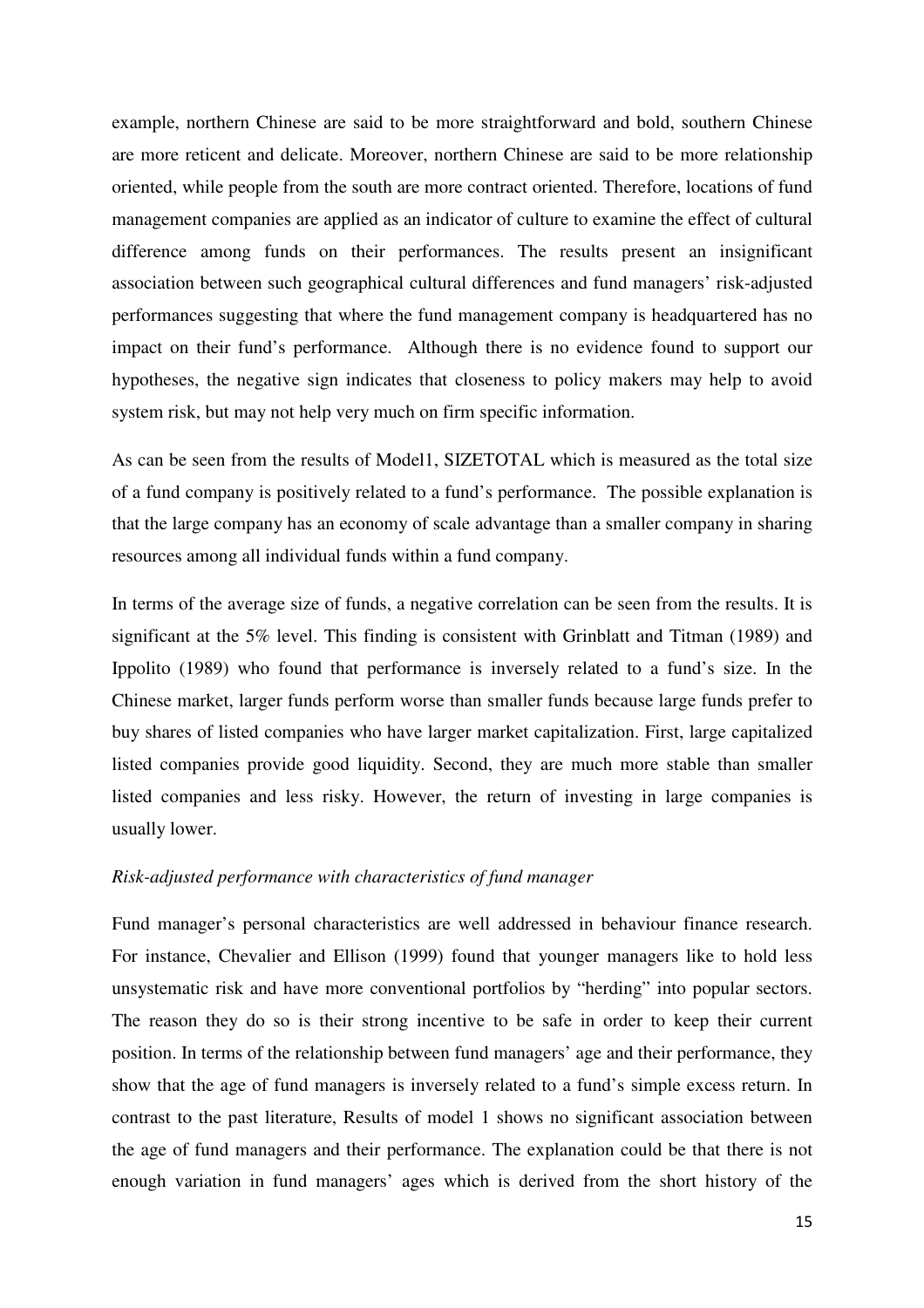example, northern Chinese are said to be more straightforward and bold, southern Chinese are more reticent and delicate. Moreover, northern Chinese are said to be more relationship oriented, while people from the south are more contract oriented. Therefore, locations of fund management companies are applied as an indicator of culture to examine the effect of cultural difference among funds on their performances. The results present an insignificant association between such geographical cultural differences and fund managers' risk-adjusted performances suggesting that where the fund management company is headquartered has no impact on their fund's performance. Although there is no evidence found to support our hypotheses, the negative sign indicates that closeness to policy makers may help to avoid system risk, but may not help very much on firm specific information.

As can be seen from the results of Model1, SIZETOTAL which is measured as the total size of a fund company is positively related to a fund's performance. The possible explanation is that the large company has an economy of scale advantage than a smaller company in sharing resources among all individual funds within a fund company.

In terms of the average size of funds, a negative correlation can be seen from the results. It is significant at the 5% level. This finding is consistent with Grinblatt and Titman (1989) and Ippolito (1989) who found that performance is inversely related to a fund's size. In the Chinese market, larger funds perform worse than smaller funds because large funds prefer to buy shares of listed companies who have larger market capitalization. First, large capitalized listed companies provide good liquidity. Second, they are much more stable than smaller listed companies and less risky. However, the return of investing in large companies is usually lower.

*Risk-adjusted performance with characteristics of fund manager*

Fund manager's personal characteristics are well addressed in behaviour finance research. For instance, Chevalier and Ellison (1999) found that younger managers like to hold less unsystematic risk and have more conventional portfolios by "herding" into popular sectors. The reason they do so is their strong incentive to be safe in order to keep their current position. In terms of the relationship between fund managers' age and their performance, they show that the age of fund managers is inversely related to a fund's simple excess return. In contrast to the past literature, Results of model 1 shows no significant association between the age of fund managers and their performance. The explanation could be that there is not enough variation in fund managers' ages which is derived from the short history of the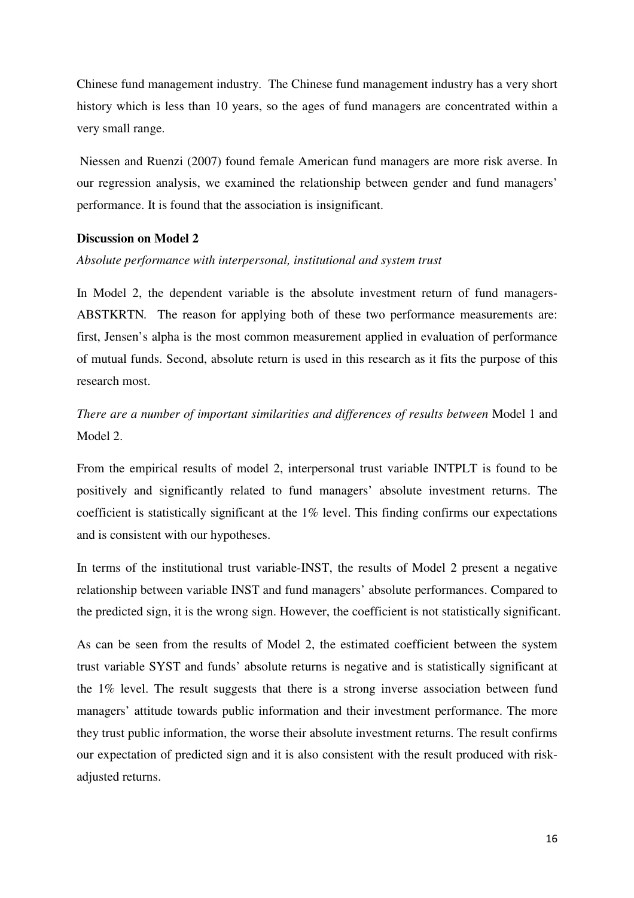Chinese fund management industry. The Chinese fund management industry has a very short history which is less than 10 years, so the ages of fund managers are concentrated within a very small range.

Niessen and Ruenzi (2007) found female American fund managers are more risk averse. In our regression analysis, we examined the relationship between gender and fund managers' performance. It is found that the association is insignificant.

**Discussion on Model 2**

*Absolute performance with interpersonal, institutional and system trust*

In Model 2, the dependent variable is the absolute investment return of fund managers-ABSTKRTN. The reason for applying both of these two performance measurements are: first, Jensen's alpha is the most common measurement applied in evaluation of performance of mutual funds. Second, absolute return is used in this research as it fits the purpose of this research most.

*There are a number of important similarities and differences of results between* Model 1 and Model 2.

From the empirical results of model 2, interpersonal trust variable INTPLT is found to be positively and significantly related to fund managers' absolute investment returns. The coefficient is statistically significant at the 1% level. This finding confirms our expectations and is consistent with our hypotheses.

In terms of the institutional trust variable-INST, the results of Model 2 present a negative relationship between variable INST and fund managers' absolute performances. Compared to the predicted sign, it is the wrong sign. However, the coefficient is not statistically significant.

As can be seen from the results of Model 2, the estimated coefficient between the system trust variable SYST and funds' absolute returns is negative and is statistically significant at the 1% level. The result suggests that there is a strong inverse association between fund managers' attitude towards public information and their investment performance. The more they trust public information, the worse their absolute investment returns. The result confirms our expectation of predicted sign and it is also consistent with the result produced with risk-adjusted returns.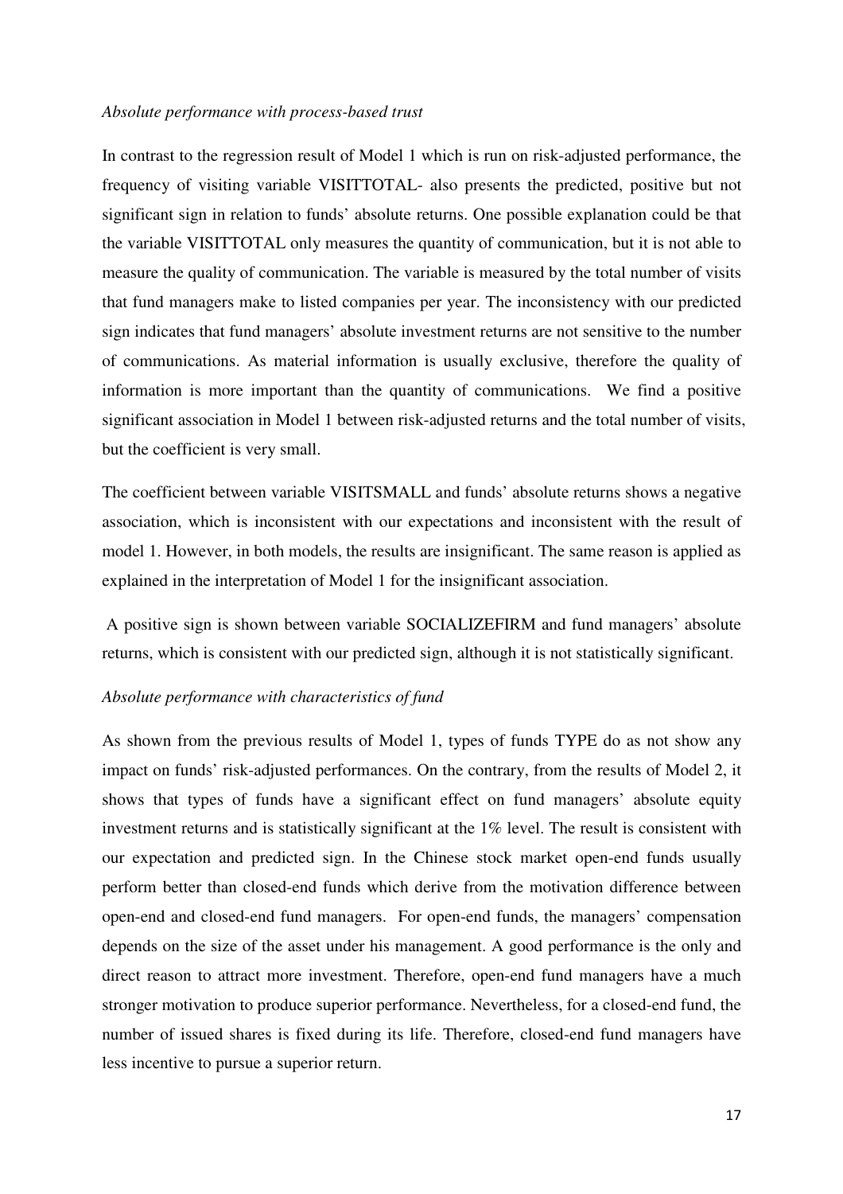*Absolute performance with process-based trust*

In contrast to the regression result of Model 1 which is run on risk-adjusted performance, the frequency of visiting variable VISITTOTAL- also presents the predicted, positive but not significant sign in relation to funds' absolute returns. One possible explanation could be that the variable VISITTOTAL only measures the quantity of communication, but it is not able to measure the quality of communication. The variable is measured by the total number of visits that fund managers make to listed companies per year. The inconsistency with our predicted sign indicates that fund managers' absolute investment returns are not sensitive to the number of communications. As material information is usually exclusive, therefore the quality of information is more important than the quantity of communications. We find a positive significant association in Model 1 between risk-adjusted returns and the total number of visits, but the coefficient is very small.

The coefficient between variable VISITSMALL and funds' absolute returns shows a negative association, which is inconsistent with our expectations and inconsistent with the result of model 1. However, in both models, the results are insignificant. The same reason is applied as explained in the interpretation of Model 1 for the insignificant association.

A positive sign is shown between variable SOCIALIZEFIRM and fund managers' absolute returns, which is consistent with our predicted sign, although it is not statistically significant.

*Absolute performance with characteristics of fund*

As shown from the previous results of Model 1, types of funds TYPE do as not show any impact on funds' risk-adjusted performances. On the contrary, from the results of Model 2, it shows that types of funds have a significant effect on fund managers' absolute equity investment returns and is statistically significant at the 1% level. The result is consistent with our expectation and predicted sign. In the Chinese stock market open-end funds usually perform better than closed-end funds which derive from the motivation difference between open-end and closed-end fund managers. For open-end funds, the managers' compensation depends on the size of the asset under his management. A good performance is the only and direct reason to attract more investment. Therefore, open-end fund managers have a much stronger motivation to produce superior performance. Nevertheless, for a closed-end fund, the number of issued shares is fixed during its life. Therefore, closed-end fund managers have less incentive to pursue a superior return.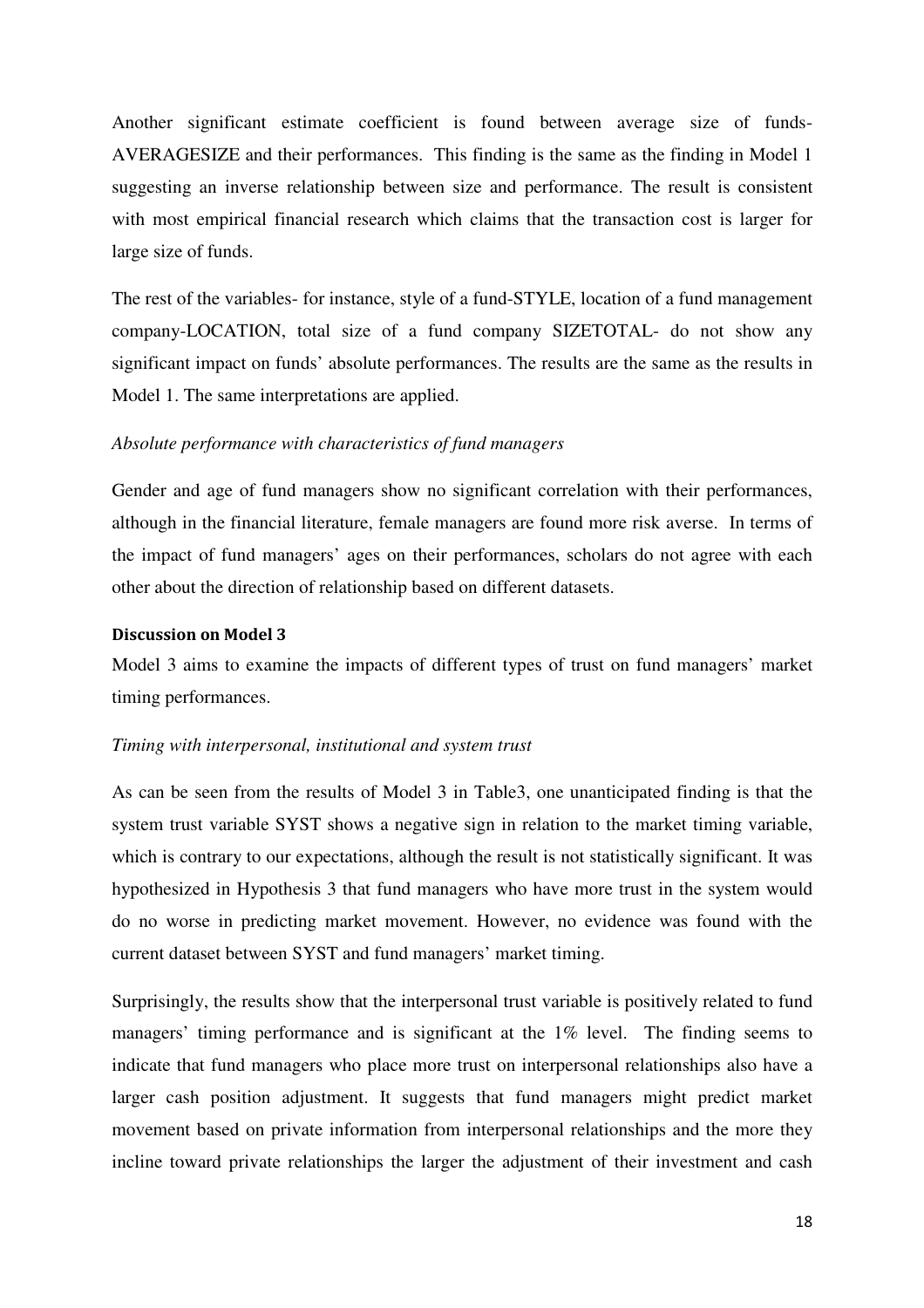Another significant estimate coefficient is found between average size of funds-AVERAGESIZE and their performances. This finding is the same as the finding in Model 1 suggesting an inverse relationship between size and performance. The result is consistent with most empirical financial research which claims that the transaction cost is larger for large size of funds.

The rest of the variables- for instance, style of a fund-STYLE, location of a fund management company-LOCATION, total size of a fund company SIZETOTAL- do not show any significant impact on funds' absolute performances. The results are the same as the results in Model 1. The same interpretations are applied.

*Absolute performance with characteristics of fund managers*

Gender and age of fund managers show no significant correlation with their performances, although in the financial literature, female managers are found more risk averse. In terms of the impact of fund managers' ages on their performances, scholars do not agree with each other about the direction of relationship based on different datasets.

### Discussion on Model 3

Model 3 aims to examine the impacts of different types of trust on fund managers' market timing performances.

*Timing with interpersonal, institutional and system trust*

As can be seen from the results of Model 3 in Table3, one unanticipated finding is that the system trust variable SYST shows a negative sign in relation to the market timing variable, which is contrary to our expectations, although the result is not statistically significant. It was hypothesized in Hypothesis 3 that fund managers who have more trust in the system would do no worse in predicting market movement. However, no evidence was found with the current dataset between SYST and fund managers' market timing.

Surprisingly, the results show that the interpersonal trust variable is positively related to fund managers' timing performance and is significant at the 1% level. The finding seems to indicate that fund managers who place more trust on interpersonal relationships also have a larger cash position adjustment. It suggests that fund managers might predict market movement based on private information from interpersonal relationships and the more they incline toward private relationships the larger the adjustment of their investment and cash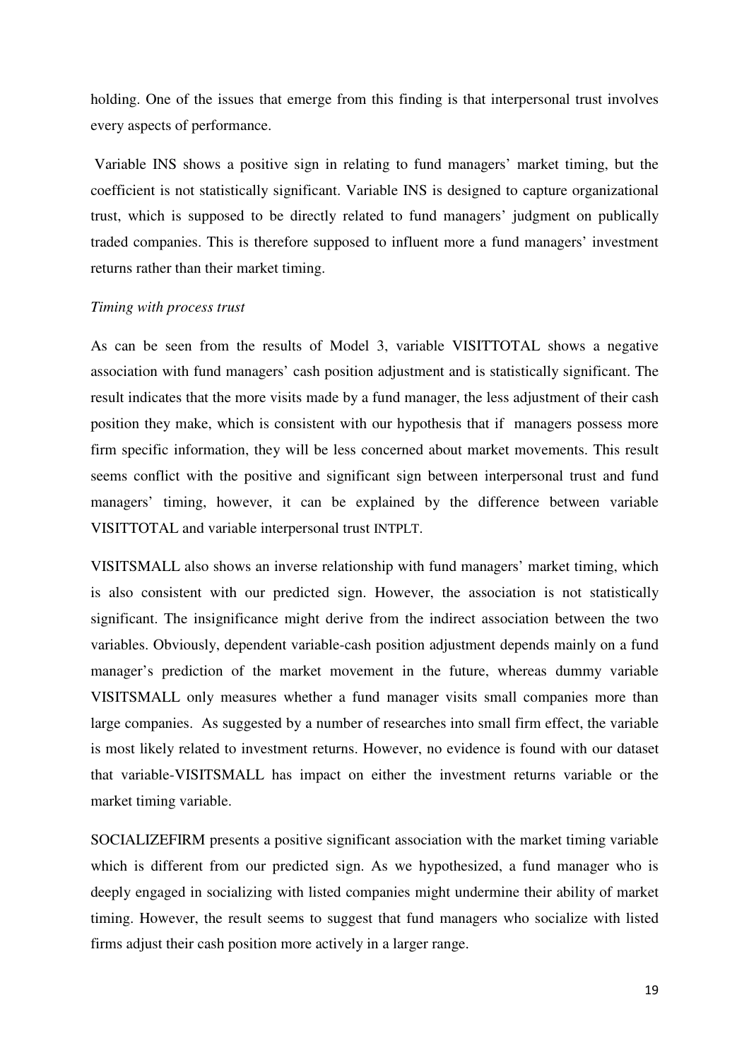holding. One of the issues that emerge from this finding is that interpersonal trust involves every aspects of performance.

Variable INS shows a positive sign in relating to fund managers' market timing, but the coefficient is not statistically significant. Variable INS is designed to capture organizational trust, which is supposed to be directly related to fund managers' judgment on publically traded companies. This is therefore supposed to influent more a fund managers' investment returns rather than their market timing.

*Timing with process trust*

As can be seen from the results of Model 3, variable VISITTOTAL shows a negative association with fund managers' cash position adjustment and is statistically significant. The result indicates that the more visits made by a fund manager, the less adjustment of their cash position they make, which is consistent with our hypothesis that if managers possess more firm specific information, they will be less concerned about market movements. This result seems conflict with the positive and significant sign between interpersonal trust and fund managers' timing, however, it can be explained by the difference between variable VISITTOTAL and variable interpersonal trust INTPLT.

VISITSMALL also shows an inverse relationship with fund managers' market timing, which is also consistent with our predicted sign. However, the association is not statistically significant. The insignificance might derive from the indirect association between the two variables. Obviously, dependent variable-cash position adjustment depends mainly on a fund manager's prediction of the market movement in the future, whereas dummy variable VISITSMALL only measures whether a fund manager visits small companies more than large companies. As suggested by a number of researches into small firm effect, the variable is most likely related to investment returns. However, no evidence is found with our dataset that variable-VISITSMALL has impact on either the investment returns variable or the market timing variable.

SOCIALIZEFIRM presents a positive significant association with the market timing variable which is different from our predicted sign. As we hypothesized, a fund manager who is deeply engaged in socializing with listed companies might undermine their ability of market timing. However, the result seems to suggest that fund managers who socialize with listed firms adjust their cash position more actively in a larger range.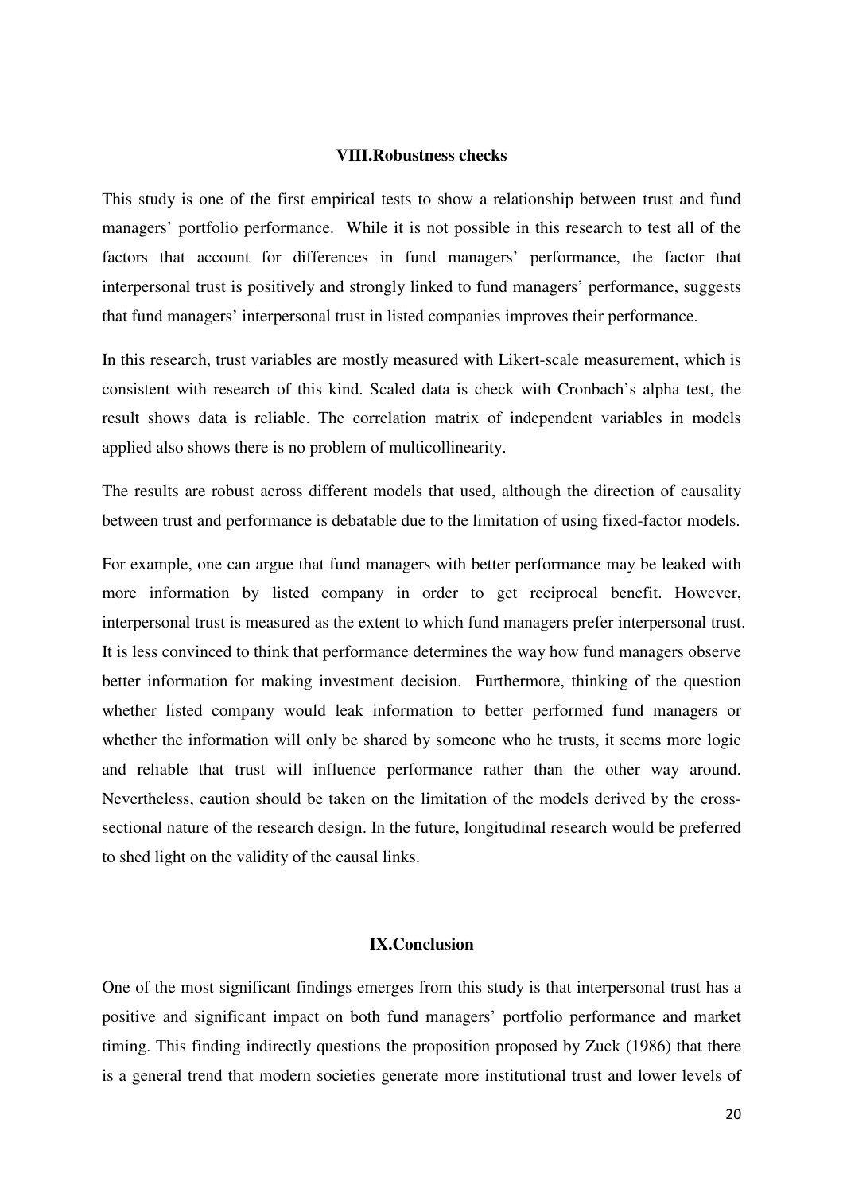## VIII.Robustness checks

This study is one of the first empirical tests to show a relationship between trust and fund managers' portfolio performance. While it is not possible in this research to test all of the factors that account for differences in fund managers' performance, the factor that interpersonal trust is positively and strongly linked to fund managers' performance, suggests that fund managers' interpersonal trust in listed companies improves their performance.

In this research, trust variables are mostly measured with Likert-scale measurement, which is consistent with research of this kind. Scaled data is check with Cronbach's alpha test, the result shows data is reliable. The correlation matrix of independent variables in models applied also shows there is no problem of multicollinearity.

The results are robust across different models that used, although the direction of causality between trust and performance is debatable due to the limitation of using fixed-factor models.

For example, one can argue that fund managers with better performance may be leaked with more information by listed company in order to get reciprocal benefit. However, interpersonal trust is measured as the extent to which fund managers prefer interpersonal trust. It is less convinced to think that performance determines the way how fund managers observe better information for making investment decision. Furthermore, thinking of the question whether listed company would leak information to better performed fund managers or whether the information will only be shared by someone who he trusts, it seems more logic and reliable that trust will influence performance rather than the other way around. Nevertheless, caution should be taken on the limitation of the models derived by the cross-sectional nature of the research design. In the future, longitudinal research would be preferred to shed light on the validity of the causal links.

## IX.Conclusion

One of the most significant findings emerges from this study is that interpersonal trust has a positive and significant impact on both fund managers' portfolio performance and market timing. This finding indirectly questions the proposition proposed by Zuck (1986) that there is a general trend that modern societies generate more institutional trust and lower levels of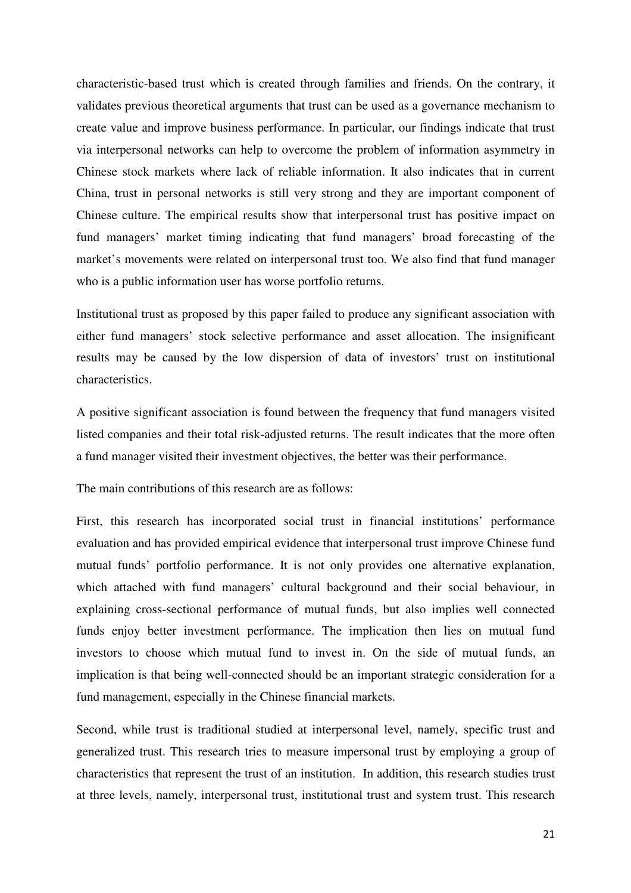characteristic-based trust which is created through families and friends. On the contrary, it validates previous theoretical arguments that trust can be used as a governance mechanism to create value and improve business performance. In particular, our findings indicate that trust via interpersonal networks can help to overcome the problem of information asymmetry in Chinese stock markets where lack of reliable information. It also indicates that in current China, trust in personal networks is still very strong and they are important component of Chinese culture. The empirical results show that interpersonal trust has positive impact on fund managers' market timing indicating that fund managers' broad forecasting of the market's movements were related on interpersonal trust too. We also find that fund manager who is a public information user has worse portfolio returns.

Institutional trust as proposed by this paper failed to produce any significant association with either fund managers' stock selective performance and asset allocation. The insignificant results may be caused by the low dispersion of data of investors' trust on institutional characteristics.

A positive significant association is found between the frequency that fund managers visited listed companies and their total risk-adjusted returns. The result indicates that the more often a fund manager visited their investment objectives, the better was their performance.

The main contributions of this research are as follows:

First, this research has incorporated social trust in financial institutions' performance evaluation and has provided empirical evidence that interpersonal trust improve Chinese fund mutual funds' portfolio performance. It is not only provides one alternative explanation, which attached with fund managers' cultural background and their social behaviour, in explaining cross-sectional performance of mutual funds, but also implies well connected funds enjoy better investment performance. The implication then lies on mutual fund investors to choose which mutual fund to invest in. On the side of mutual funds, an implication is that being well-connected should be an important strategic consideration for a fund management, especially in the Chinese financial markets.

Second, while trust is traditional studied at interpersonal level, namely, specific trust and generalized trust. This research tries to measure impersonal trust by employing a group of characteristics that represent the trust of an institution. In addition, this research studies trust at three levels, namely, interpersonal trust, institutional trust and system trust. This research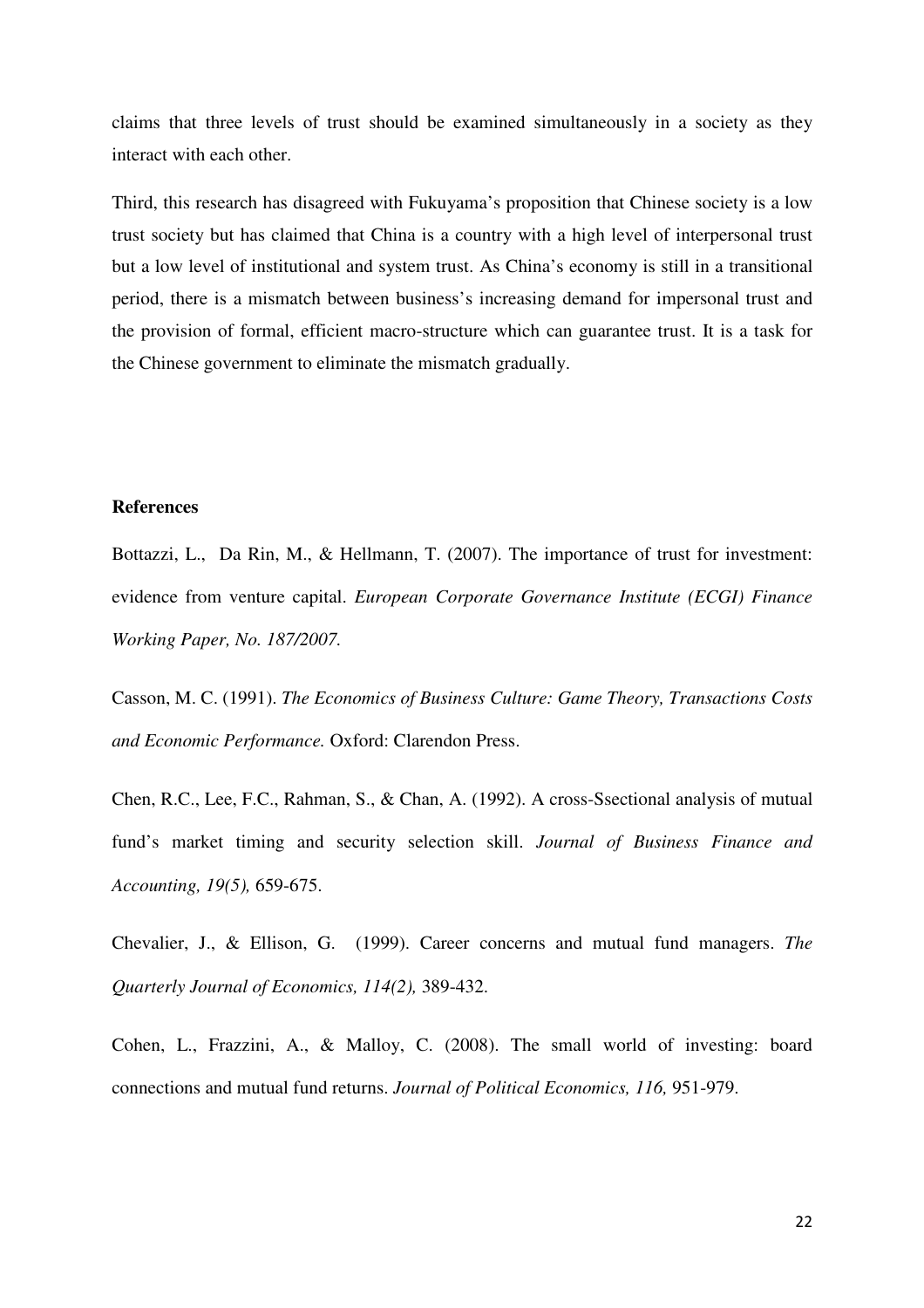claims that three levels of trust should be examined simultaneously in a society as they interact with each other.

Third, this research has disagreed with Fukuyama's proposition that Chinese society is a low trust society but has claimed that China is a country with a high level of interpersonal trust but a low level of institutional and system trust. As China's economy is still in a transitional period, there is a mismatch between business's increasing demand for impersonal trust and the provision of formal, efficient macro-structure which can guarantee trust. It is a task for the Chinese government to eliminate the mismatch gradually.

**References**

Bottazzi, L., Da Rin, M., & Hellmann, T. (2007). The importance of trust for investment: evidence from venture capital. *European Corporate Governance Institute (ECGI) Finance Working Paper, No. 187/2007.*

Casson, M. C. (1991). *The Economics of Business Culture: Game Theory, Transactions Costs and Economic Performance.* Oxford: Clarendon Press.

Chen, R.C., Lee, F.C., Rahman, S., & Chan, A. (1992). A cross-Ssectional analysis of mutual fund's market timing and security selection skill. *Journal of Business Finance and Accounting, 19(5),* 659-675.

Chevalier, J., & Ellison, G. (1999). Career concerns and mutual fund managers. *The Quarterly Journal of Economics, 114(2),* 389-432.

Cohen, L., Frazzini, A., & Malloy, C. (2008). The small world of investing: board connections and mutual fund returns. *Journal of Political Economics, 116,* 951-979.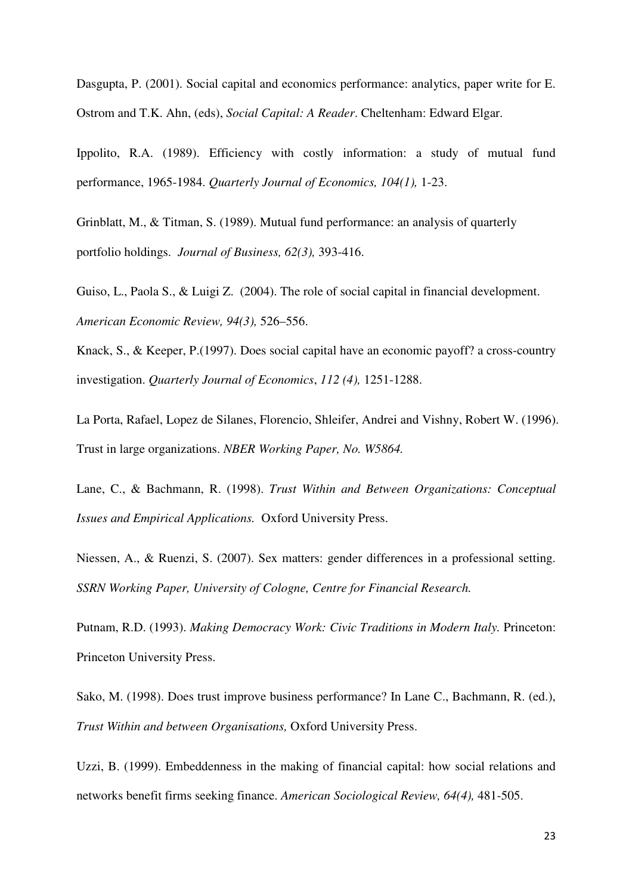Dasgupta, P. (2001). Social capital and economics performance: analytics, paper write for E. Ostrom and T.K. Ahn, (eds), *Social Capital: A Reader*. Cheltenham: Edward Elgar.

Ippolito, R.A. (1989). Efficiency with costly information: a study of mutual fund performance, 1965-1984. *Quarterly Journal of Economics, 104(1),* 1-23.

Grinblatt, M., & Titman, S. (1989). Mutual fund performance: an analysis of quarterly portfolio holdings. *Journal of Business, 62(3),* 393-416.

Guiso, L., Paola S., & Luigi Z. (2004). The role of social capital in financial development. *American Economic Review, 94(3),* 526–556.

Knack, S., & Keeper, P.(1997). Does social capital have an economic payoff? a cross-country investigation. *Quarterly Journal of Economics*, *112 (4),* 1251-1288.

La Porta, Rafael, Lopez de Silanes, Florencio, Shleifer, Andrei and Vishny, Robert W. (1996). Trust in large organizations. *NBER Working Paper, No. W5864.*

Lane, C., & Bachmann, R. (1998). *Trust Within and Between Organizations: Conceptual Issues and Empirical Applications.* Oxford University Press.

Niessen, A., & Ruenzi, S. (2007). Sex matters: gender differences in a professional setting. *SSRN Working Paper, University of Cologne, Centre for Financial Research.*

Putnam, R.D. (1993). *Making Democracy Work: Civic Traditions in Modern Italy.* Princeton: Princeton University Press.

Sako, M. (1998). Does trust improve business performance? In Lane C., Bachmann, R. (ed.), *Trust Within and between Organisations,* Oxford University Press.

Uzzi, B. (1999). Embeddenness in the making of financial capital: how social relations and networks benefit firms seeking finance. *American Sociological Review, 64(4),* 481-505.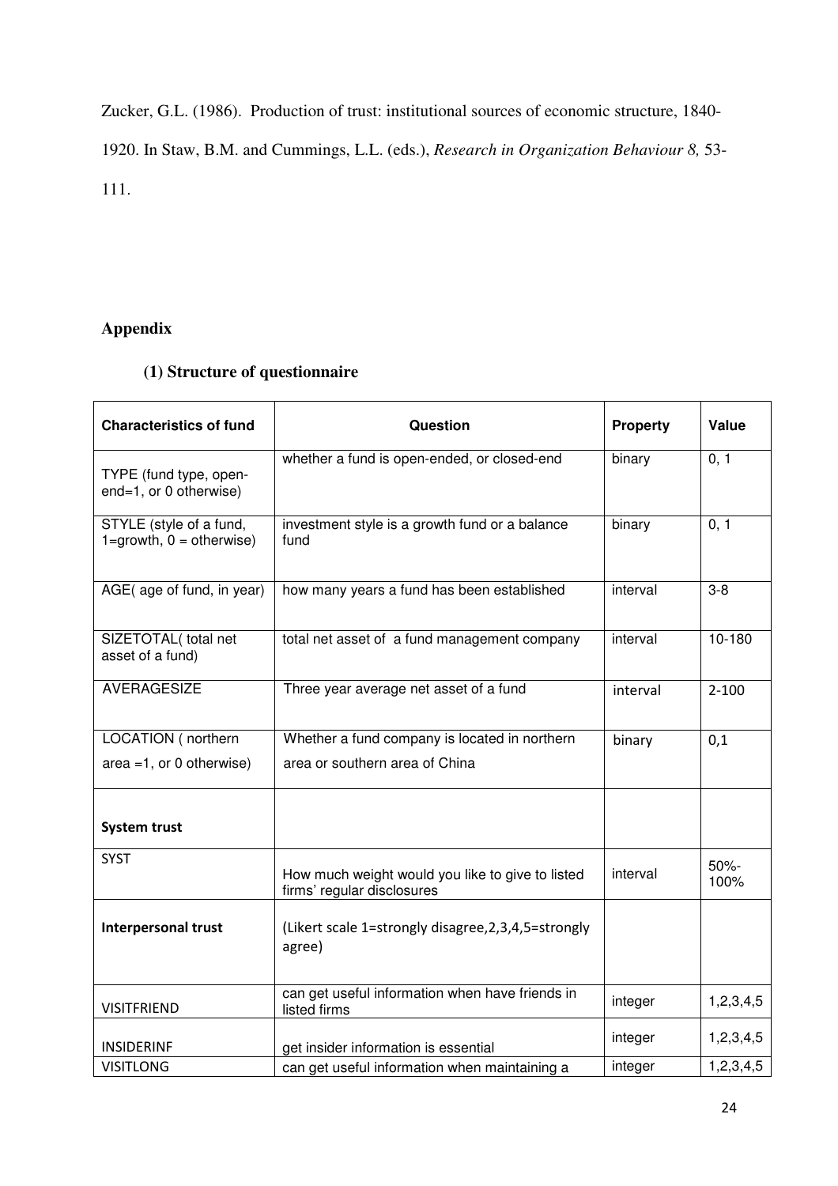Zucker, G.L. (1986). Production of trust: institutional sources of economic structure, 1840-1920. In Staw, B.M. and Cummings, L.L. (eds.), *Research in Organization Behaviour 8,* 53-111.

## Appendix

### (1) Structure of questionnaire

| Characteristics of fund | Question | Property | Value |
|---|---|---|---|
| TYPE (fund type, open-end=1, or 0 otherwise) | whether a fund is open-ended, or closed-end | binary | 0, 1 |
| STYLE (style of a fund, 1=growth, 0 = otherwise) | investment style is a growth fund or a balance fund | binary | 0, 1 |
| AGE( age of fund, in year) | how many years a fund has been established | interval | 3-8 |
| SIZETOTAL( total net asset of a fund) | total net asset of a fund management company | interval | 10-180 |
| AVERAGESIZE | Three year average net asset of a fund | interval | 2-100 |
| LOCATION ( northern area =1, or 0 otherwise) | Whether a fund company is located in northern area or southern area of China | binary | 0,1 |
| **System trust** | | | |
| SYST | How much weight would you like to give to listed firms' regular disclosures | interval | 50%-100% |
| **Interpersonal trust** | (Likert scale 1=strongly disagree,2,3,4,5=strongly agree) | | |
| VISITFRIEND | can get useful information when have friends in listed firms | integer | 1,2,3,4,5 |
| INSIDERINF | get insider information is essential | integer | 1,2,3,4,5 |
| VISITLONG | can get useful information when maintaining a | integer | 1,2,3,4,5 |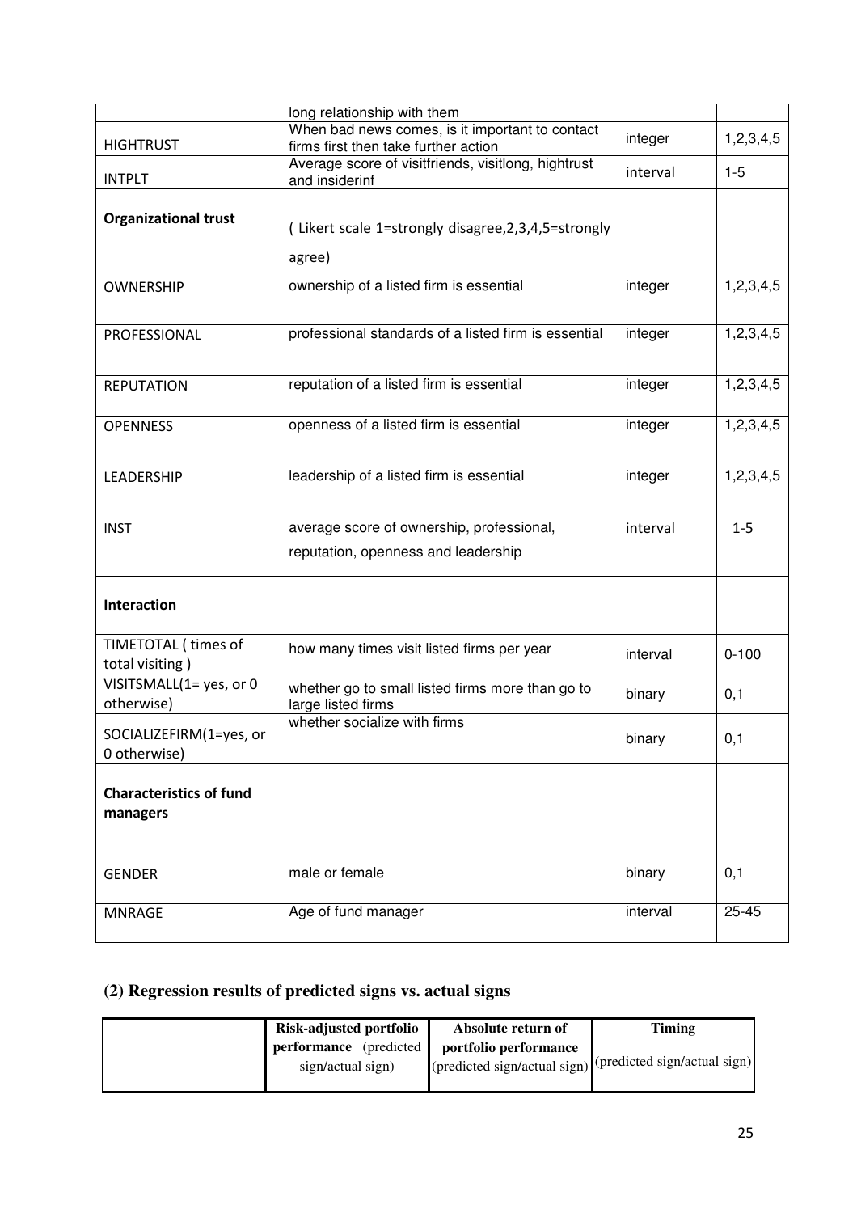| | | | |
|---|---|---|---|
| | long relationship with them | | |
| HIGHTRUST | When bad news comes, is it important to contact firms first then take further action | integer | 1,2,3,4,5 |
| INTPLT | Average score of visitfriends, visitlong, hightrust and insiderinf | interval | 1-5 |
| **Organizational trust** | ( Likert scale 1=strongly disagree,2,3,4,5=strongly agree) | | |
| OWNERSHIP | ownership of a listed firm is essential | integer | 1,2,3,4,5 |
| PROFESSIONAL | professional standards of a listed firm is essential | integer | 1,2,3,4,5 |
| REPUTATION | reputation of a listed firm is essential | integer | 1,2,3,4,5 |
| OPENNESS | openness of a listed firm is essential | integer | 1,2,3,4,5 |
| LEADERSHIP | leadership of a listed firm is essential | integer | 1,2,3,4,5 |
| INST | average score of ownership, professional, reputation, openness and leadership | interval | 1-5 |
| **Interaction** | | | |
| TIMETOTAL ( times of total visiting ) | how many times visit listed firms per year | interval | 0-100 |
| VISITSMALL(1= yes, or 0 otherwise) | whether go to small listed firms more than go to large listed firms | binary | 0,1 |
| SOCIALIZEFIRM(1=yes, or 0 otherwise) | whether socialize with firms | binary | 0,1 |
| **Characteristics of fund managers** | | | |
| GENDER | male or female | binary | 0,1 |
| MNRAGE | Age of fund manager | interval | 25-45 |

## (2) Regression results of predicted signs vs. actual signs

| | **Risk-adjusted portfolio performance** (predicted sign/actual sign) | **Absolute return of portfolio performance** (predicted sign/actual sign) | **Timing** (predicted sign/actual sign) |
|---|---|---|---|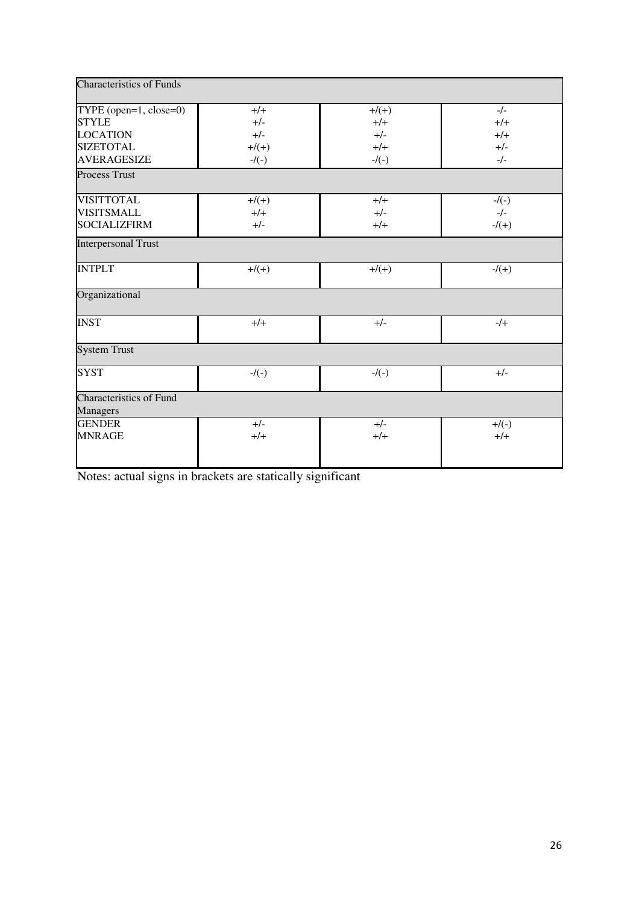| | | | |
|---|---|---|---|
| Characteristics of Funds | | | |
| TYPE (open=1, close=0) | +/+ | +/(+) | -/- |
| STYLE | +/- | +/+ | +/+ |
| LOCATION | +/- | +/- | +/+ |
| SIZETOTAL | +/(+) | +/+ | +/- |
| AVERAGESIZE | -/(-) | -/(-) | -/- |
| Process Trust | | | |
| VISITTOTAL | +/(+) | +/+ | -/(-) |
| VISITSMALL | +/+ | +/- | -/- |
| SOCIALIZFIRM | +/- | +/+ | -/(+) |
| Interpersonal Trust | | | |
| INTPLT | +/(+) | +/(+) | -/(+) |
| Organizational | | | |
| INST | +/+ | +/- | -/+ |
| System Trust | | | |
| SYST | -/(-) | -/(-) | +/- |
| Characteristics of Fund Managers | | | |
| GENDER | +/- | +/- | +/(-) |
| MNRAGE | +/+ | +/+ | +/+ |

Notes: actual signs in brackets are statically significant